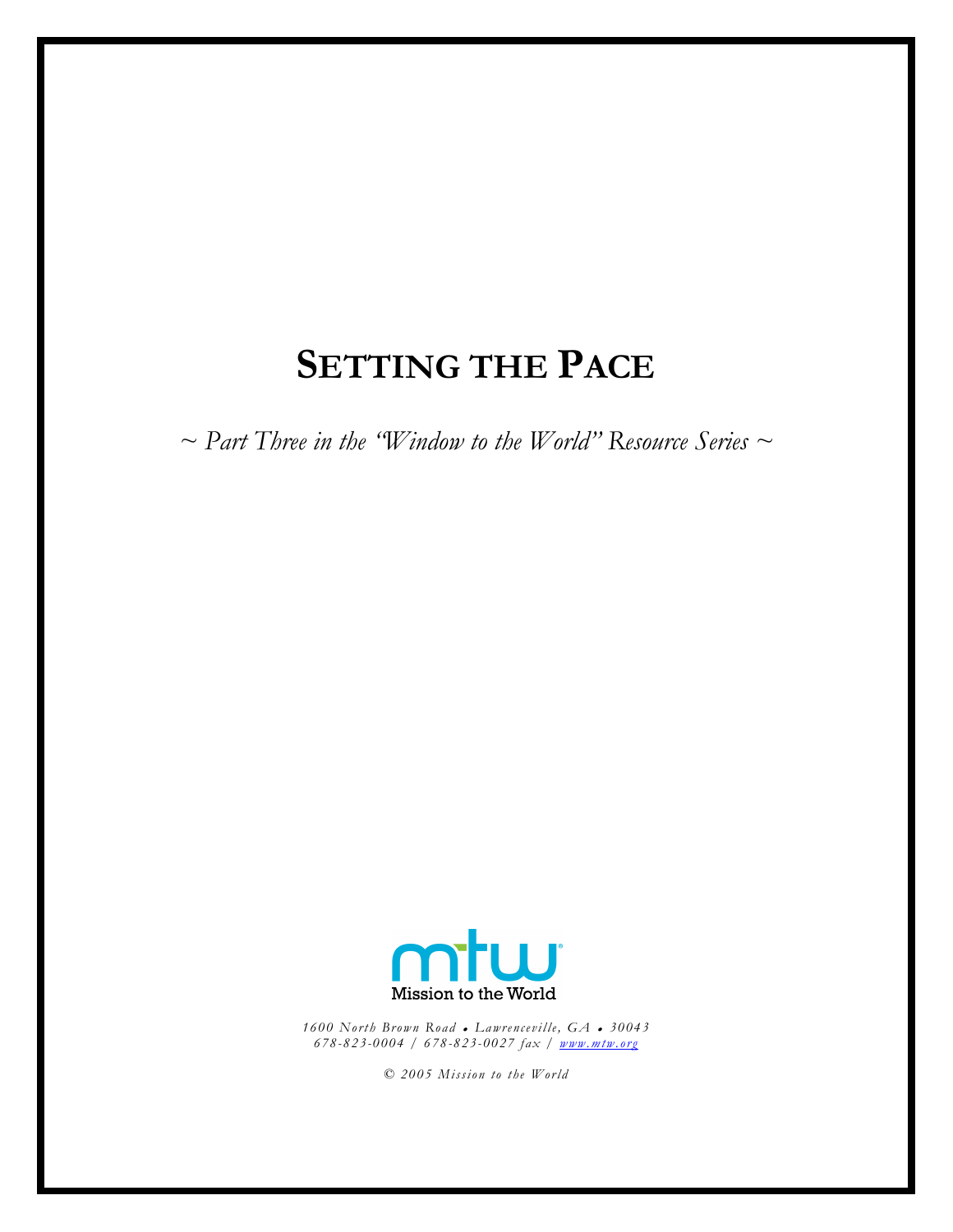# SETTING THE PACE

*~ Part Three in the "Window to the World" Resource Series ~*

Mission to the World

*1600 North Brown Road • Lawrenceville, GA • 30043*
*678-823-0004 / 678-823-0027 fax / www.mtw.org*

*© 2005 Mission to the World*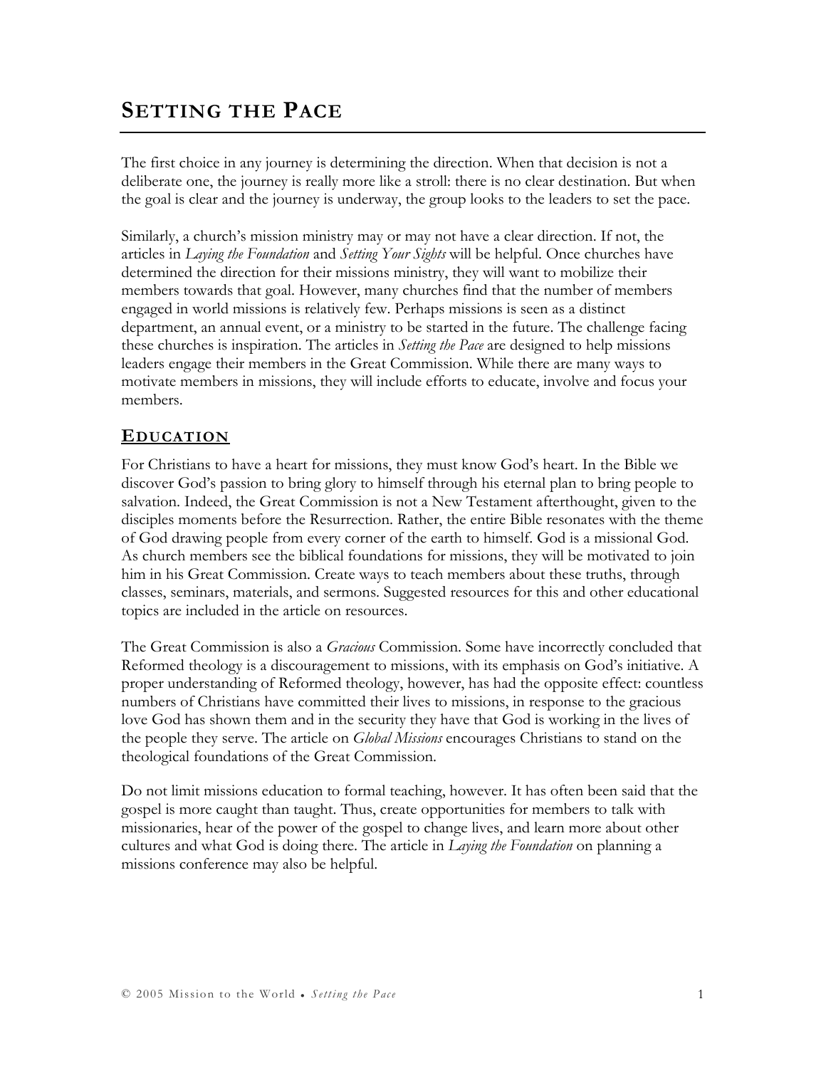# SETTING THE PACE

The first choice in any journey is determining the direction. When that decision is not a deliberate one, the journey is really more like a stroll: there is no clear destination. But when the goal is clear and the journey is underway, the group looks to the leaders to set the pace.

Similarly, a church's mission ministry may or may not have a clear direction. If not, the articles in *Laying the Foundation* and *Setting Your Sights* will be helpful. Once churches have determined the direction for their missions ministry, they will want to mobilize their members towards that goal. However, many churches find that the number of members engaged in world missions is relatively few. Perhaps missions is seen as a distinct department, an annual event, or a ministry to be started in the future. The challenge facing these churches is inspiration. The articles in *Setting the Pace* are designed to help missions leaders engage their members in the Great Commission. While there are many ways to motivate members in missions, they will include efforts to educate, involve and focus your members.

## EDUCATION

For Christians to have a heart for missions, they must know God's heart. In the Bible we discover God's passion to bring glory to himself through his eternal plan to bring people to salvation. Indeed, the Great Commission is not a New Testament afterthought, given to the disciples moments before the Resurrection. Rather, the entire Bible resonates with the theme of God drawing people from every corner of the earth to himself. God is a missional God. As church members see the biblical foundations for missions, they will be motivated to join him in his Great Commission. Create ways to teach members about these truths, through classes, seminars, materials, and sermons. Suggested resources for this and other educational topics are included in the article on resources.

The Great Commission is also a *Gracious* Commission. Some have incorrectly concluded that Reformed theology is a discouragement to missions, with its emphasis on God's initiative. A proper understanding of Reformed theology, however, has had the opposite effect: countless numbers of Christians have committed their lives to missions, in response to the gracious love God has shown them and in the security they have that God is working in the lives of the people they serve. The article on *Global Missions* encourages Christians to stand on the theological foundations of the Great Commission.

Do not limit missions education to formal teaching, however. It has often been said that the gospel is more caught than taught. Thus, create opportunities for members to talk with missionaries, hear of the power of the gospel to change lives, and learn more about other cultures and what God is doing there. The article in *Laying the Foundation* on planning a missions conference may also be helpful.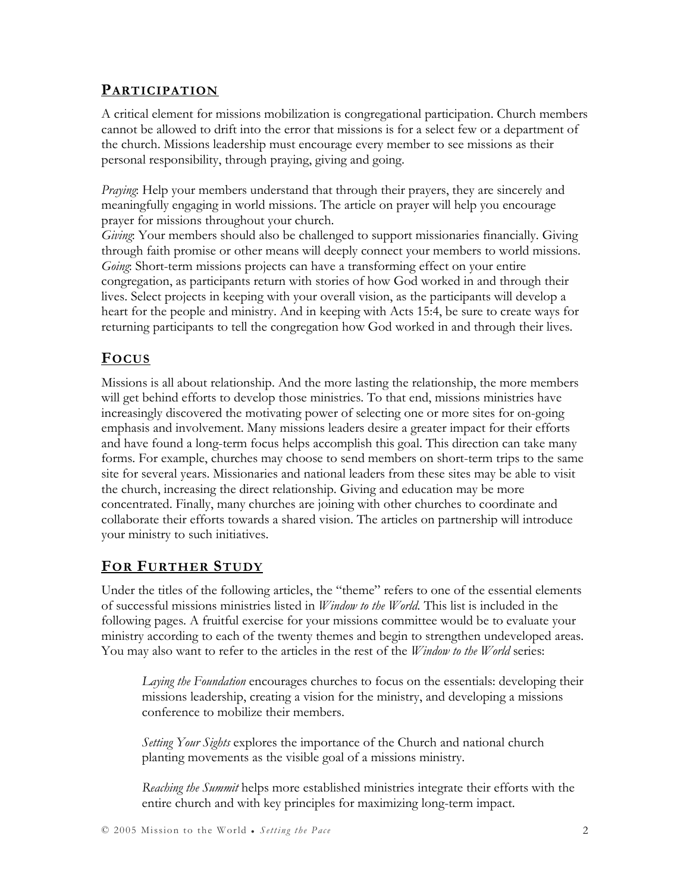## PARTICIPATION

A critical element for missions mobilization is congregational participation. Church members cannot be allowed to drift into the error that missions is for a select few or a department of the church. Missions leadership must encourage every member to see missions as their personal responsibility, through praying, giving and going.

*Praying*: Help your members understand that through their prayers, they are sincerely and meaningfully engaging in world missions. The article on prayer will help you encourage prayer for missions throughout your church.
*Giving*: Your members should also be challenged to support missionaries financially. Giving through faith promise or other means will deeply connect your members to world missions.
*Going*: Short-term missions projects can have a transforming effect on your entire congregation, as participants return with stories of how God worked in and through their lives. Select projects in keeping with your overall vision, as the participants will develop a heart for the people and ministry. And in keeping with Acts 15:4, be sure to create ways for returning participants to tell the congregation how God worked in and through their lives.

## FOCUS

Missions is all about relationship. And the more lasting the relationship, the more members will get behind efforts to develop those ministries. To that end, missions ministries have increasingly discovered the motivating power of selecting one or more sites for on-going emphasis and involvement. Many missions leaders desire a greater impact for their efforts and have found a long-term focus helps accomplish this goal. This direction can take many forms. For example, churches may choose to send members on short-term trips to the same site for several years. Missionaries and national leaders from these sites may be able to visit the church, increasing the direct relationship. Giving and education may be more concentrated. Finally, many churches are joining with other churches to coordinate and collaborate their efforts towards a shared vision. The articles on partnership will introduce your ministry to such initiatives.

## FOR FURTHER STUDY

Under the titles of the following articles, the "theme" refers to one of the essential elements of successful missions ministries listed in *Window to the World*. This list is included in the following pages. A fruitful exercise for your missions committee would be to evaluate your ministry according to each of the twenty themes and begin to strengthen undeveloped areas. You may also want to refer to the articles in the rest of the *Window to the World* series:

> *Laying the Foundation* encourages churches to focus on the essentials: developing their missions leadership, creating a vision for the ministry, and developing a missions conference to mobilize their members.
>
> *Setting Your Sights* explores the importance of the Church and national church planting movements as the visible goal of a missions ministry.
>
> *Reaching the Summit* helps more established ministries integrate their efforts with the entire church and with key principles for maximizing long-term impact.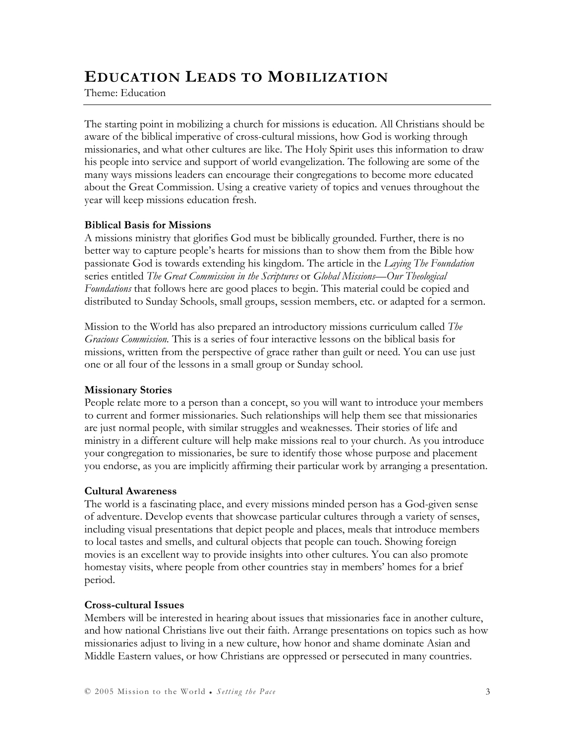# EDUCATION LEADS TO MOBILIZATION

Theme: Education

The starting point in mobilizing a church for missions is education. All Christians should be aware of the biblical imperative of cross-cultural missions, how God is working through missionaries, and what other cultures are like. The Holy Spirit uses this information to draw his people into service and support of world evangelization. The following are some of the many ways missions leaders can encourage their congregations to become more educated about the Great Commission. Using a creative variety of topics and venues throughout the year will keep missions education fresh.

**Biblical Basis for Missions**

A missions ministry that glorifies God must be biblically grounded. Further, there is no better way to capture people's hearts for missions than to show them from the Bible how passionate God is towards extending his kingdom. The article in the *Laying The Foundation* series entitled *The Great Commission in the Scriptures* or *Global Missions—Our Theological Foundations* that follows here are good places to begin. This material could be copied and distributed to Sunday Schools, small groups, session members, etc. or adapted for a sermon.

Mission to the World has also prepared an introductory missions curriculum called *The Gracious Commission.* This is a series of four interactive lessons on the biblical basis for missions, written from the perspective of grace rather than guilt or need. You can use just one or all four of the lessons in a small group or Sunday school.

**Missionary Stories**

People relate more to a person than a concept, so you will want to introduce your members to current and former missionaries. Such relationships will help them see that missionaries are just normal people, with similar struggles and weaknesses. Their stories of life and ministry in a different culture will help make missions real to your church. As you introduce your congregation to missionaries, be sure to identify those whose purpose and placement you endorse, as you are implicitly affirming their particular work by arranging a presentation.

**Cultural Awareness**

The world is a fascinating place, and every missions minded person has a God-given sense of adventure. Develop events that showcase particular cultures through a variety of senses, including visual presentations that depict people and places, meals that introduce members to local tastes and smells, and cultural objects that people can touch. Showing foreign movies is an excellent way to provide insights into other cultures. You can also promote homestay visits, where people from other countries stay in members' homes for a brief period.

**Cross-cultural Issues**

Members will be interested in hearing about issues that missionaries face in another culture, and how national Christians live out their faith. Arrange presentations on topics such as how missionaries adjust to living in a new culture, how honor and shame dominate Asian and Middle Eastern values, or how Christians are oppressed or persecuted in many countries.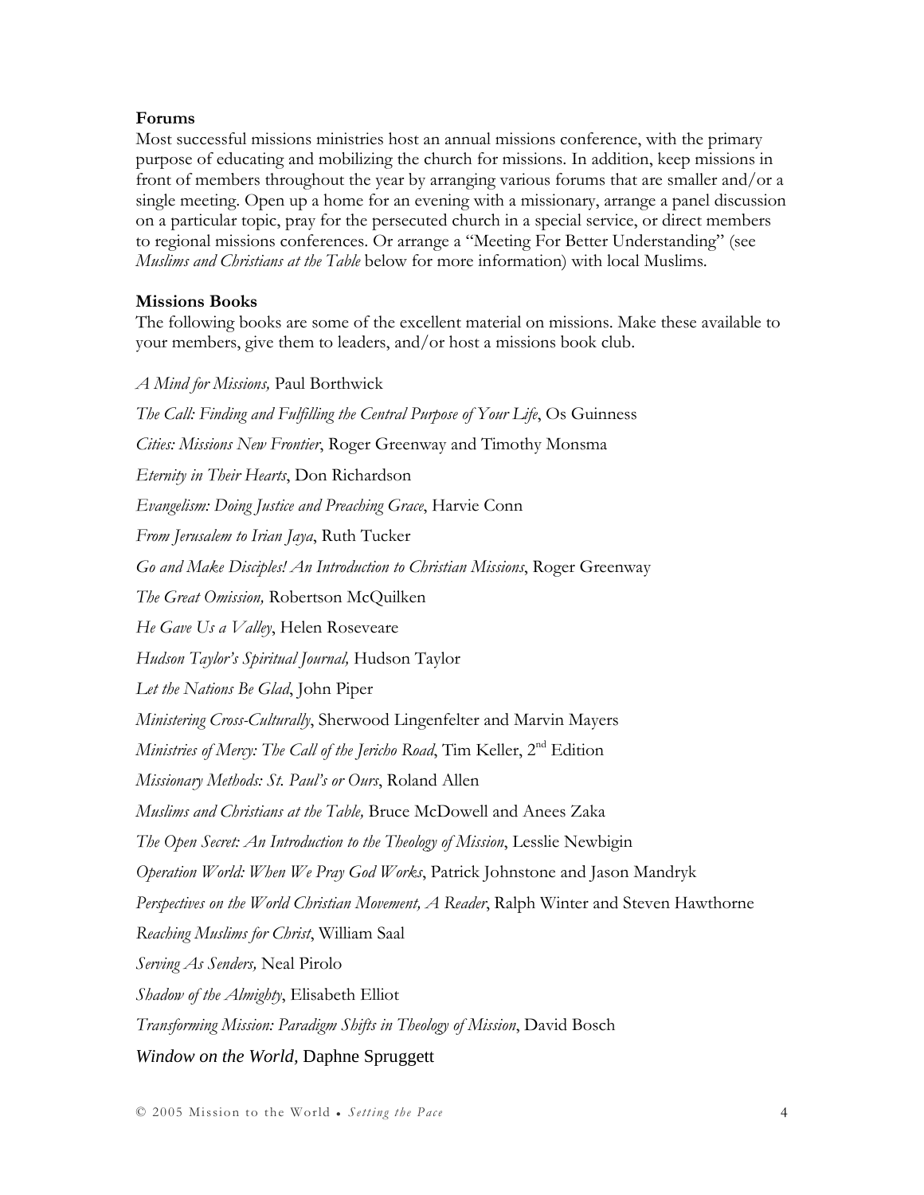**Forums**

Most successful missions ministries host an annual missions conference, with the primary purpose of educating and mobilizing the church for missions. In addition, keep missions in front of members throughout the year by arranging various forums that are smaller and/or a single meeting. Open up a home for an evening with a missionary, arrange a panel discussion on a particular topic, pray for the persecuted church in a special service, or direct members to regional missions conferences. Or arrange a "Meeting For Better Understanding" (see *Muslims and Christians at the Table* below for more information) with local Muslims.

**Missions Books**

The following books are some of the excellent material on missions. Make these available to your members, give them to leaders, and/or host a missions book club.

*A Mind for Missions,* Paul Borthwick

*The Call: Finding and Fulfilling the Central Purpose of Your Life*, Os Guinness

*Cities: Missions New Frontier*, Roger Greenway and Timothy Monsma

*Eternity in Their Hearts*, Don Richardson

*Evangelism: Doing Justice and Preaching Grace*, Harvie Conn

*From Jerusalem to Irian Jaya*, Ruth Tucker

*Go and Make Disciples! An Introduction to Christian Missions*, Roger Greenway

*The Great Omission,* Robertson McQuilken

*He Gave Us a Valley*, Helen Roseveare

*Hudson Taylor's Spiritual Journal,* Hudson Taylor

*Let the Nations Be Glad*, John Piper

*Ministering Cross-Culturally*, Sherwood Lingenfelter and Marvin Mayers

*Ministries of Mercy: The Call of the Jericho Road*, Tim Keller, 2nd Edition

*Missionary Methods: St. Paul's or Ours*, Roland Allen

*Muslims and Christians at the Table,* Bruce McDowell and Anees Zaka

*The Open Secret: An Introduction to the Theology of Mission*, Lesslie Newbigin

*Operation World: When We Pray God Works*, Patrick Johnstone and Jason Mandryk

*Perspectives on the World Christian Movement, A Reader*, Ralph Winter and Steven Hawthorne

*Reaching Muslims for Christ*, William Saal

*Serving As Senders,* Neal Pirolo

*Shadow of the Almighty*, Elisabeth Elliot

*Transforming Mission: Paradigm Shifts in Theology of Mission*, David Bosch

*Window on the World,* Daphne Spruggett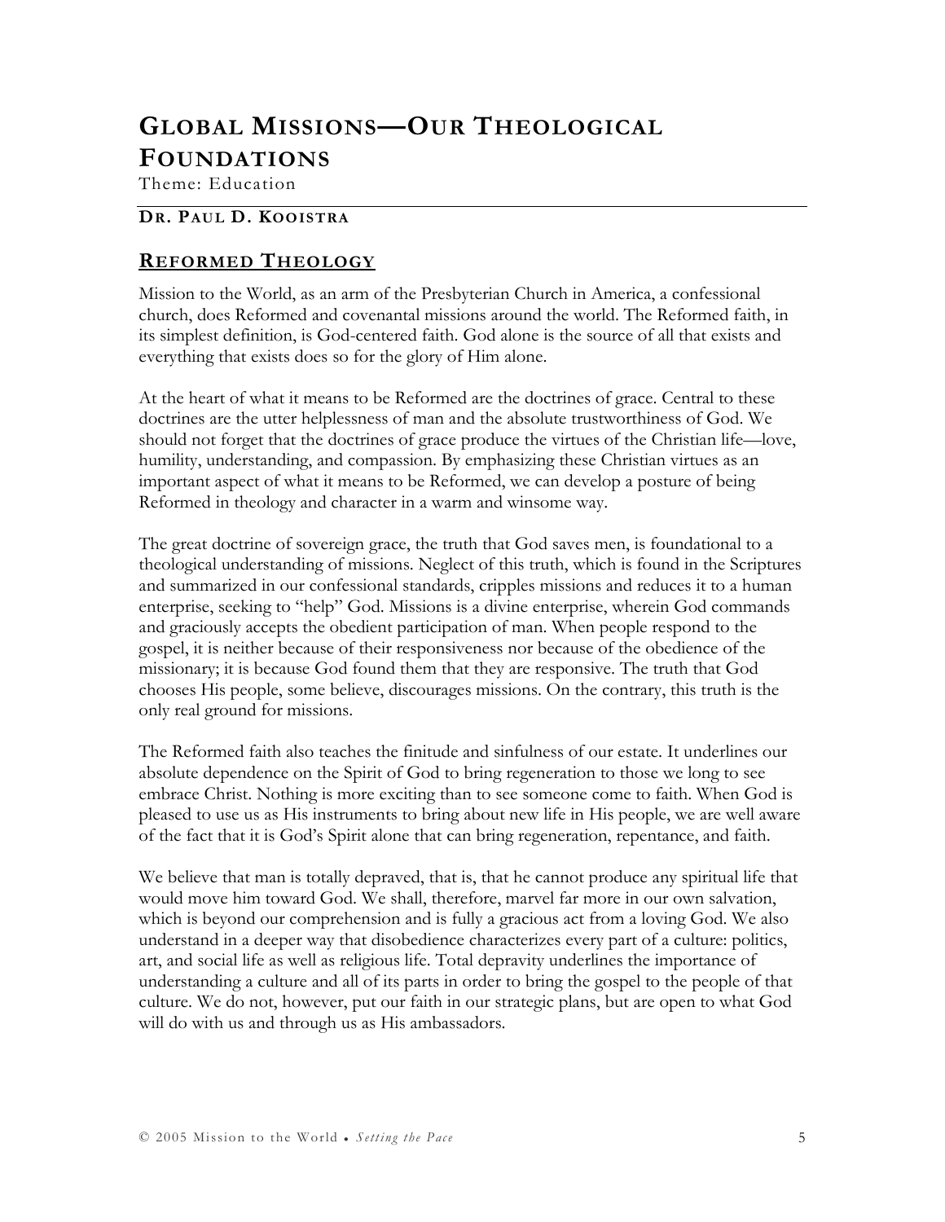# GLOBAL MISSIONS—OUR THEOLOGICAL FOUNDATIONS

Theme: Education

**DR. PAUL D. KOOISTRA**

## REFORMED THEOLOGY

Mission to the World, as an arm of the Presbyterian Church in America, a confessional church, does Reformed and covenantal missions around the world. The Reformed faith, in its simplest definition, is God-centered faith. God alone is the source of all that exists and everything that exists does so for the glory of Him alone.

At the heart of what it means to be Reformed are the doctrines of grace. Central to these doctrines are the utter helplessness of man and the absolute trustworthiness of God. We should not forget that the doctrines of grace produce the virtues of the Christian life—love, humility, understanding, and compassion. By emphasizing these Christian virtues as an important aspect of what it means to be Reformed, we can develop a posture of being Reformed in theology and character in a warm and winsome way.

The great doctrine of sovereign grace, the truth that God saves men, is foundational to a theological understanding of missions. Neglect of this truth, which is found in the Scriptures and summarized in our confessional standards, cripples missions and reduces it to a human enterprise, seeking to "help" God. Missions is a divine enterprise, wherein God commands and graciously accepts the obedient participation of man. When people respond to the gospel, it is neither because of their responsiveness nor because of the obedience of the missionary; it is because God found them that they are responsive. The truth that God chooses His people, some believe, discourages missions. On the contrary, this truth is the only real ground for missions.

The Reformed faith also teaches the finitude and sinfulness of our estate. It underlines our absolute dependence on the Spirit of God to bring regeneration to those we long to see embrace Christ. Nothing is more exciting than to see someone come to faith. When God is pleased to use us as His instruments to bring about new life in His people, we are well aware of the fact that it is God's Spirit alone that can bring regeneration, repentance, and faith.

We believe that man is totally depraved, that is, that he cannot produce any spiritual life that would move him toward God. We shall, therefore, marvel far more in our own salvation, which is beyond our comprehension and is fully a gracious act from a loving God. We also understand in a deeper way that disobedience characterizes every part of a culture: politics, art, and social life as well as religious life. Total depravity underlines the importance of understanding a culture and all of its parts in order to bring the gospel to the people of that culture. We do not, however, put our faith in our strategic plans, but are open to what God will do with us and through us as His ambassadors.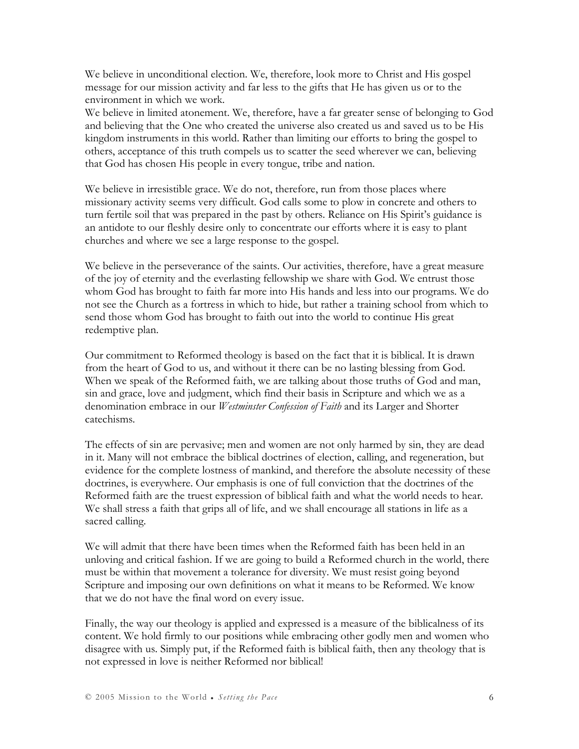We believe in unconditional election. We, therefore, look more to Christ and His gospel message for our mission activity and far less to the gifts that He has given us or to the environment in which we work.

We believe in limited atonement. We, therefore, have a far greater sense of belonging to God and believing that the One who created the universe also created us and saved us to be His kingdom instruments in this world. Rather than limiting our efforts to bring the gospel to others, acceptance of this truth compels us to scatter the seed wherever we can, believing that God has chosen His people in every tongue, tribe and nation.

We believe in irresistible grace. We do not, therefore, run from those places where missionary activity seems very difficult. God calls some to plow in concrete and others to turn fertile soil that was prepared in the past by others. Reliance on His Spirit's guidance is an antidote to our fleshly desire only to concentrate our efforts where it is easy to plant churches and where we see a large response to the gospel.

We believe in the perseverance of the saints. Our activities, therefore, have a great measure of the joy of eternity and the everlasting fellowship we share with God. We entrust those whom God has brought to faith far more into His hands and less into our programs. We do not see the Church as a fortress in which to hide, but rather a training school from which to send those whom God has brought to faith out into the world to continue His great redemptive plan.

Our commitment to Reformed theology is based on the fact that it is biblical. It is drawn from the heart of God to us, and without it there can be no lasting blessing from God. When we speak of the Reformed faith, we are talking about those truths of God and man, sin and grace, love and judgment, which find their basis in Scripture and which we as a denomination embrace in our *Westminster Confession of Faith* and its Larger and Shorter catechisms.

The effects of sin are pervasive; men and women are not only harmed by sin, they are dead in it. Many will not embrace the biblical doctrines of election, calling, and regeneration, but evidence for the complete lostness of mankind, and therefore the absolute necessity of these doctrines, is everywhere. Our emphasis is one of full conviction that the doctrines of the Reformed faith are the truest expression of biblical faith and what the world needs to hear. We shall stress a faith that grips all of life, and we shall encourage all stations in life as a sacred calling.

We will admit that there have been times when the Reformed faith has been held in an unloving and critical fashion. If we are going to build a Reformed church in the world, there must be within that movement a tolerance for diversity. We must resist going beyond Scripture and imposing our own definitions on what it means to be Reformed. We know that we do not have the final word on every issue.

Finally, the way our theology is applied and expressed is a measure of the biblicalness of its content. We hold firmly to our positions while embracing other godly men and women who disagree with us. Simply put, if the Reformed faith is biblical faith, then any theology that is not expressed in love is neither Reformed nor biblical!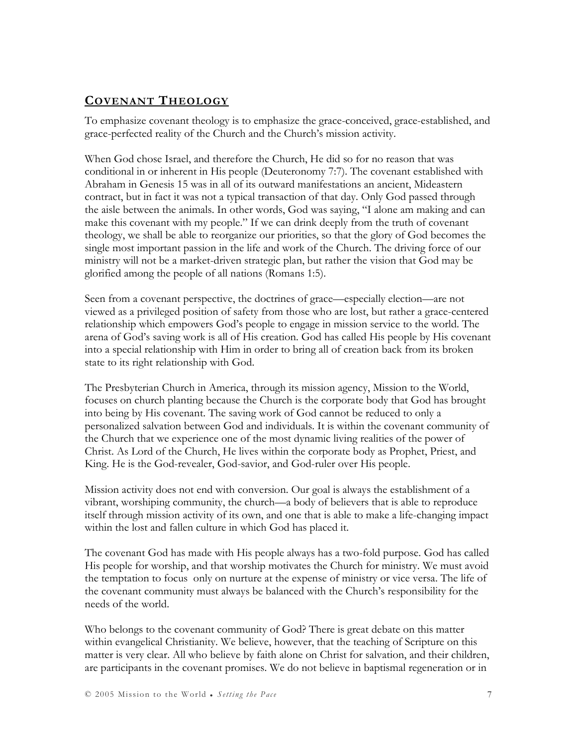## Covenant Theology

To emphasize covenant theology is to emphasize the grace-conceived, grace-established, and grace-perfected reality of the Church and the Church's mission activity.

When God chose Israel, and therefore the Church, He did so for no reason that was conditional in or inherent in His people (Deuteronomy 7:7). The covenant established with Abraham in Genesis 15 was in all of its outward manifestations an ancient, Mideastern contract, but in fact it was not a typical transaction of that day. Only God passed through the aisle between the animals. In other words, God was saying, "I alone am making and can make this covenant with my people." If we can drink deeply from the truth of covenant theology, we shall be able to reorganize our priorities, so that the glory of God becomes the single most important passion in the life and work of the Church. The driving force of our ministry will not be a market-driven strategic plan, but rather the vision that God may be glorified among the people of all nations (Romans 1:5).

Seen from a covenant perspective, the doctrines of grace—especially election—are not viewed as a privileged position of safety from those who are lost, but rather a grace-centered relationship which empowers God's people to engage in mission service to the world. The arena of God's saving work is all of His creation. God has called His people by His covenant into a special relationship with Him in order to bring all of creation back from its broken state to its right relationship with God.

The Presbyterian Church in America, through its mission agency, Mission to the World, focuses on church planting because the Church is the corporate body that God has brought into being by His covenant. The saving work of God cannot be reduced to only a personalized salvation between God and individuals. It is within the covenant community of the Church that we experience one of the most dynamic living realities of the power of Christ. As Lord of the Church, He lives within the corporate body as Prophet, Priest, and King. He is the God-revealer, God-savior, and God-ruler over His people.

Mission activity does not end with conversion. Our goal is always the establishment of a vibrant, worshiping community, the church—a body of believers that is able to reproduce itself through mission activity of its own, and one that is able to make a life-changing impact within the lost and fallen culture in which God has placed it.

The covenant God has made with His people always has a two-fold purpose. God has called His people for worship, and that worship motivates the Church for ministry. We must avoid the temptation to focus only on nurture at the expense of ministry or vice versa. The life of the covenant community must always be balanced with the Church's responsibility for the needs of the world.

Who belongs to the covenant community of God? There is great debate on this matter within evangelical Christianity. We believe, however, that the teaching of Scripture on this matter is very clear. All who believe by faith alone on Christ for salvation, and their children, are participants in the covenant promises. We do not believe in baptismal regeneration or in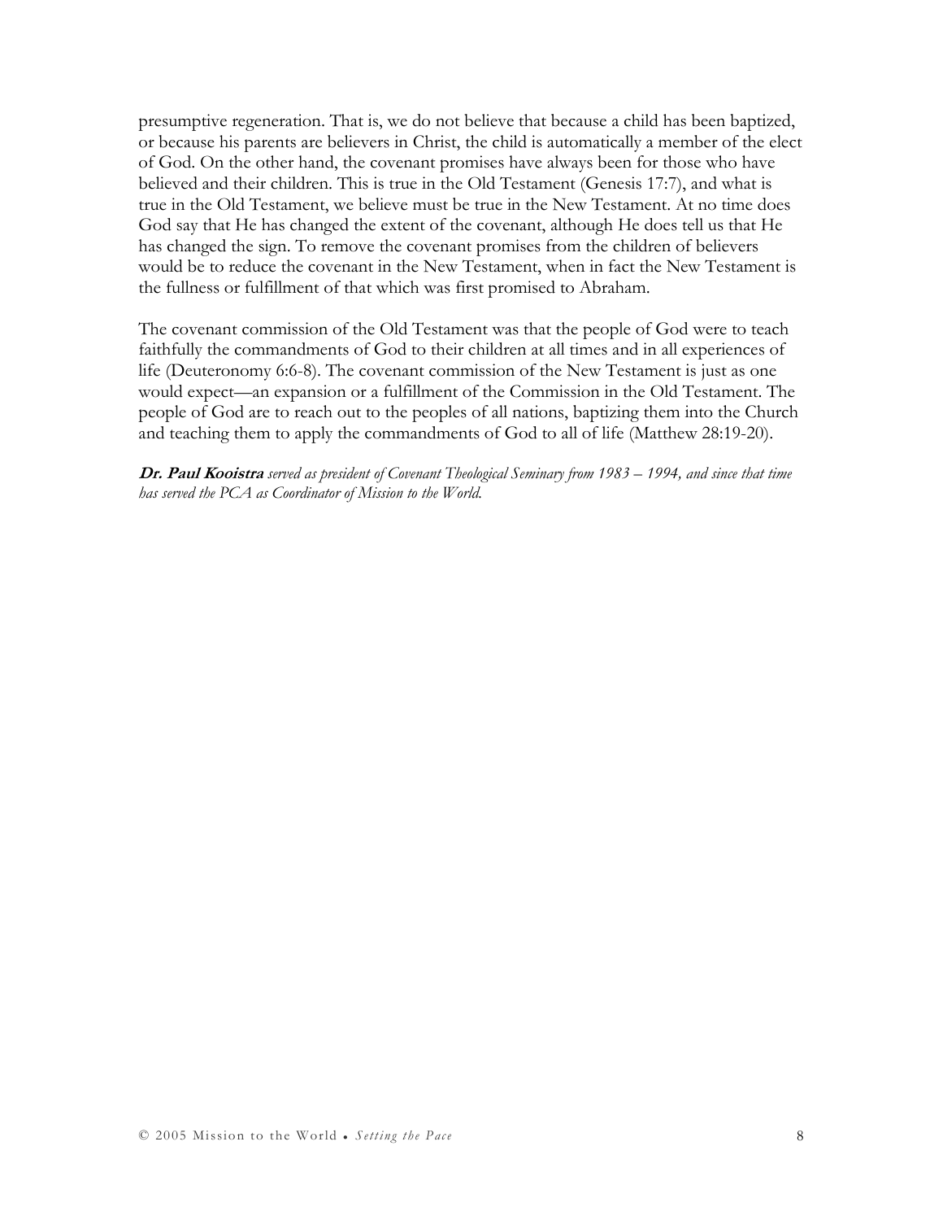presumptive regeneration. That is, we do not believe that because a child has been baptized, or because his parents are believers in Christ, the child is automatically a member of the elect of God. On the other hand, the covenant promises have always been for those who have believed and their children. This is true in the Old Testament (Genesis 17:7), and what is true in the Old Testament, we believe must be true in the New Testament. At no time does God say that He has changed the extent of the covenant, although He does tell us that He has changed the sign. To remove the covenant promises from the children of believers would be to reduce the covenant in the New Testament, when in fact the New Testament is the fullness or fulfillment of that which was first promised to Abraham.

The covenant commission of the Old Testament was that the people of God were to teach faithfully the commandments of God to their children at all times and in all experiences of life (Deuteronomy 6:6-8). The covenant commission of the New Testament is just as one would expect—an expansion or a fulfillment of the Commission in the Old Testament. The people of God are to reach out to the peoples of all nations, baptizing them into the Church and teaching them to apply the commandments of God to all of life (Matthew 28:19-20).

***Dr. Paul Kooistra*** *served as president of Covenant Theological Seminary from 1983 – 1994, and since that time has served the PCA as Coordinator of Mission to the World.*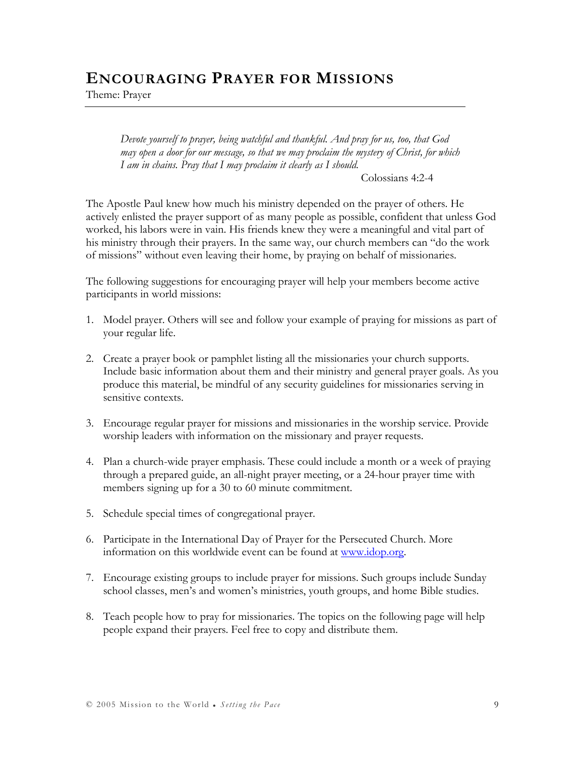# Encouraging Prayer for Missions

Theme: Prayer

> *Devote yourself to prayer, being watchful and thankful. And pray for us, too, that God may open a door for our message, so that we may proclaim the mystery of Christ, for which I am in chains. Pray that I may proclaim it clearly as I should.*
>
> Colossians 4:2-4

The Apostle Paul knew how much his ministry depended on the prayer of others. He actively enlisted the prayer support of as many people as possible, confident that unless God worked, his labors were in vain. His friends knew they were a meaningful and vital part of his ministry through their prayers. In the same way, our church members can "do the work of missions" without even leaving their home, by praying on behalf of missionaries.

The following suggestions for encouraging prayer will help your members become active participants in world missions:

1. Model prayer. Others will see and follow your example of praying for missions as part of your regular life.

2. Create a prayer book or pamphlet listing all the missionaries your church supports. Include basic information about them and their ministry and general prayer goals. As you produce this material, be mindful of any security guidelines for missionaries serving in sensitive contexts.

3. Encourage regular prayer for missions and missionaries in the worship service. Provide worship leaders with information on the missionary and prayer requests.

4. Plan a church-wide prayer emphasis. These could include a month or a week of praying through a prepared guide, an all-night prayer meeting, or a 24-hour prayer time with members signing up for a 30 to 60 minute commitment.

5. Schedule special times of congregational prayer.

6. Participate in the International Day of Prayer for the Persecuted Church. More information on this worldwide event can be found at [www.idop.org](www.idop.org).

7. Encourage existing groups to include prayer for missions. Such groups include Sunday school classes, men's and women's ministries, youth groups, and home Bible studies.

8. Teach people how to pray for missionaries. The topics on the following page will help people expand their prayers. Feel free to copy and distribute them.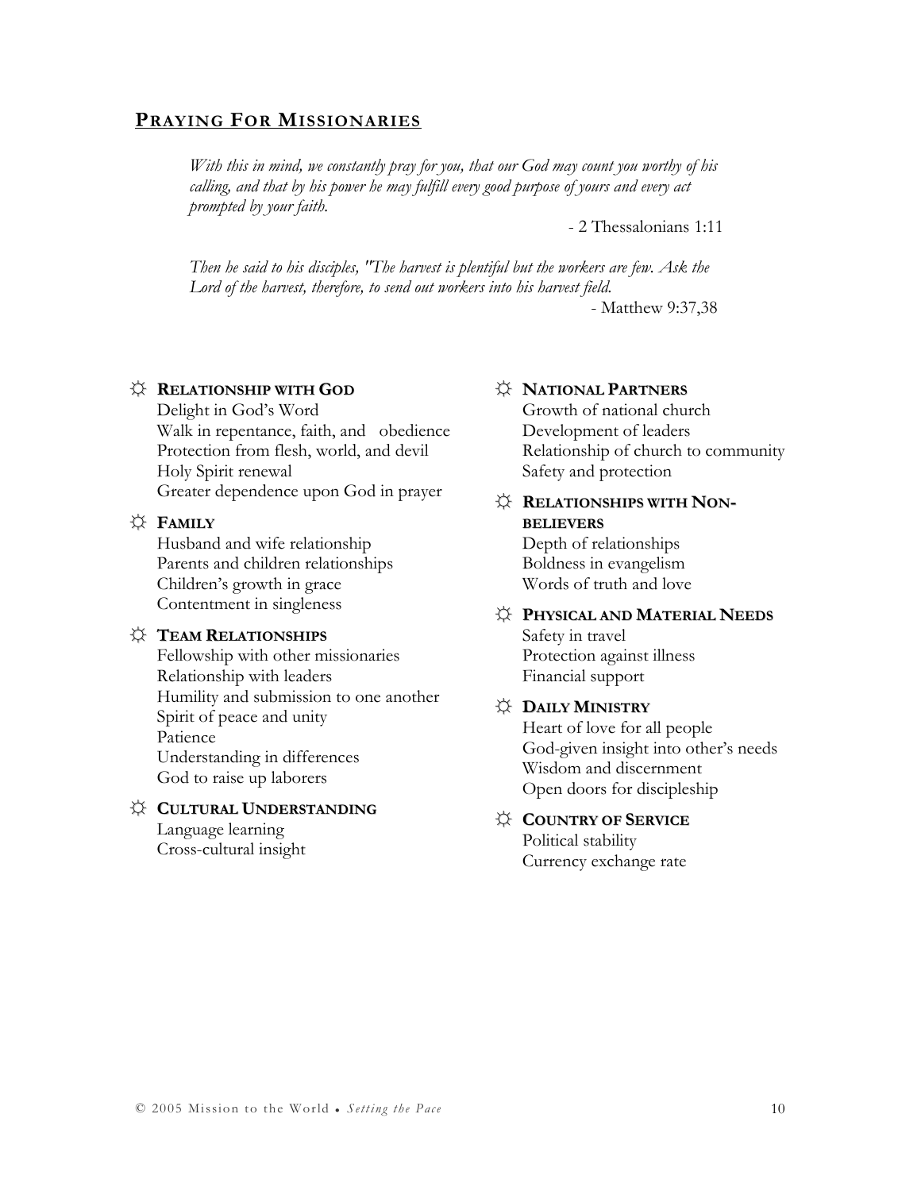## PRAYING FOR MISSIONARIES

*With this in mind, we constantly pray for you, that our God may count you worthy of his calling, and that by his power he may fulfill every good purpose of yours and every act prompted by your faith.*

- 2 Thessalonians 1:11

*Then he said to his disciples, "The harvest is plentiful but the workers are few. Ask the Lord of the harvest, therefore, to send out workers into his harvest field.*

- Matthew 9:37,38

☼ **RELATIONSHIP WITH GOD**
Delight in God's Word
Walk in repentance, faith, and obedience
Protection from flesh, world, and devil
Holy Spirit renewal
Greater dependence upon God in prayer

☼ **FAMILY**
Husband and wife relationship
Parents and children relationships
Children's growth in grace
Contentment in singleness

☼ **TEAM RELATIONSHIPS**
Fellowship with other missionaries
Relationship with leaders
Humility and submission to one another
Spirit of peace and unity
Patience
Understanding in differences
God to raise up laborers

☼ **CULTURAL UNDERSTANDING**
Language learning
Cross-cultural insight

☼ **NATIONAL PARTNERS**
Growth of national church
Development of leaders
Relationship of church to community
Safety and protection

☼ **RELATIONSHIPS WITH NON-BELIEVERS**
Depth of relationships
Boldness in evangelism
Words of truth and love

☼ **PHYSICAL AND MATERIAL NEEDS**
Safety in travel
Protection against illness
Financial support

☼ **DAILY MINISTRY**
Heart of love for all people
God-given insight into other's needs
Wisdom and discernment
Open doors for discipleship

☼ **COUNTRY OF SERVICE**
Political stability
Currency exchange rate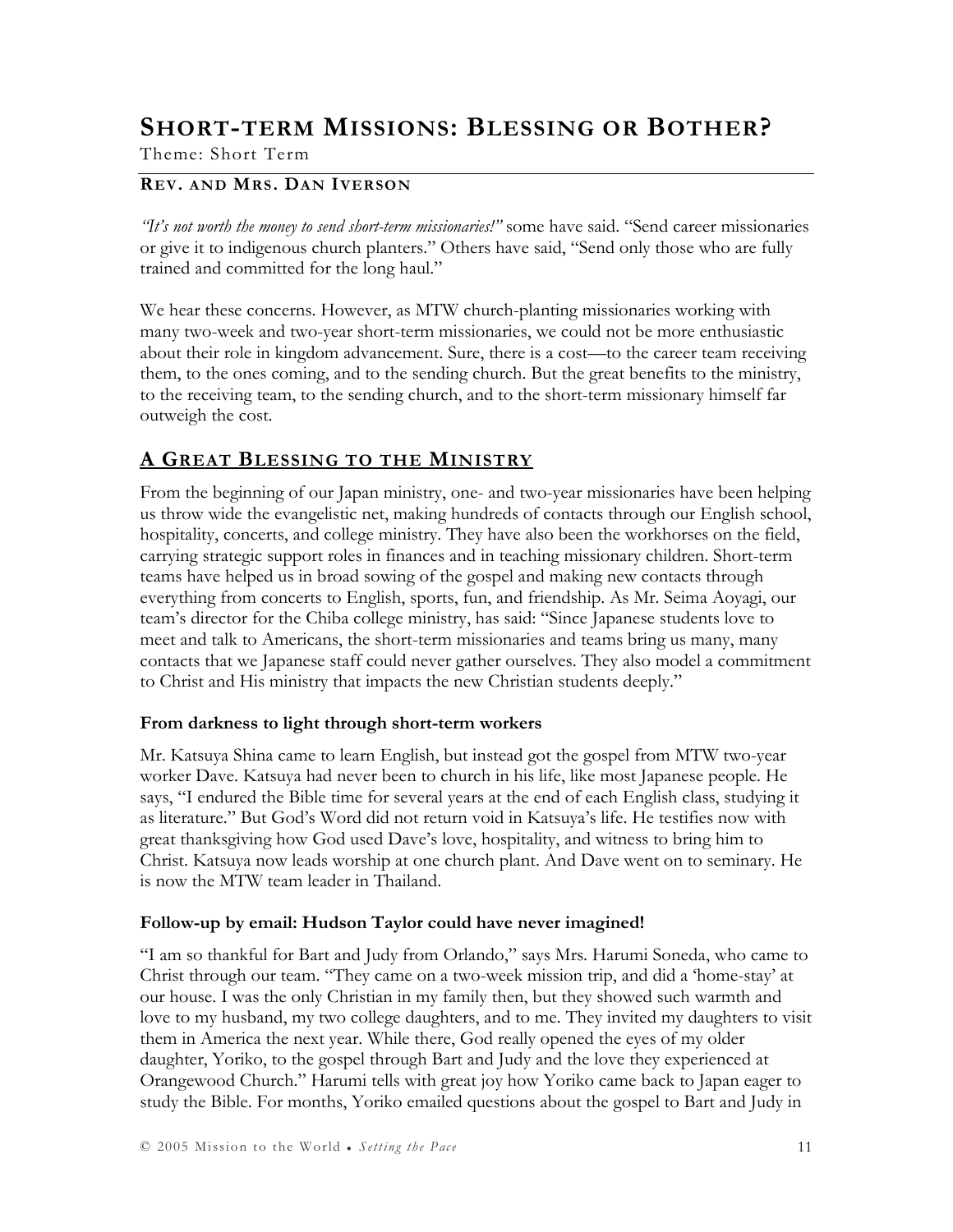# SHORT-TERM MISSIONS: BLESSING OR BOTHER?

Theme: Short Term

**REV. AND MRS. DAN IVERSON**

*"It's not worth the money to send short-term missionaries!"* some have said. "Send career missionaries or give it to indigenous church planters." Others have said, "Send only those who are fully trained and committed for the long haul."

We hear these concerns. However, as MTW church-planting missionaries working with many two-week and two-year short-term missionaries, we could not be more enthusiastic about their role in kingdom advancement. Sure, there is a cost—to the career team receiving them, to the ones coming, and to the sending church. But the great benefits to the ministry, to the receiving team, to the sending church, and to the short-term missionary himself far outweigh the cost.

## A GREAT BLESSING TO THE MINISTRY

From the beginning of our Japan ministry, one- and two-year missionaries have been helping us throw wide the evangelistic net, making hundreds of contacts through our English school, hospitality, concerts, and college ministry. They have also been the workhorses on the field, carrying strategic support roles in finances and in teaching missionary children. Short-term teams have helped us in broad sowing of the gospel and making new contacts through everything from concerts to English, sports, fun, and friendship. As Mr. Seima Aoyagi, our team's director for the Chiba college ministry, has said: "Since Japanese students love to meet and talk to Americans, the short-term missionaries and teams bring us many, many contacts that we Japanese staff could never gather ourselves. They also model a commitment to Christ and His ministry that impacts the new Christian students deeply."

### From darkness to light through short-term workers

Mr. Katsuya Shina came to learn English, but instead got the gospel from MTW two-year worker Dave. Katsuya had never been to church in his life, like most Japanese people. He says, "I endured the Bible time for several years at the end of each English class, studying it as literature." But God's Word did not return void in Katsuya's life. He testifies now with great thanksgiving how God used Dave's love, hospitality, and witness to bring him to Christ. Katsuya now leads worship at one church plant. And Dave went on to seminary. He is now the MTW team leader in Thailand.

### Follow-up by email: Hudson Taylor could have never imagined!

"I am so thankful for Bart and Judy from Orlando," says Mrs. Harumi Soneda, who came to Christ through our team. "They came on a two-week mission trip, and did a 'home-stay' at our house. I was the only Christian in my family then, but they showed such warmth and love to my husband, my two college daughters, and to me. They invited my daughters to visit them in America the next year. While there, God really opened the eyes of my older daughter, Yoriko, to the gospel through Bart and Judy and the love they experienced at Orangewood Church." Harumi tells with great joy how Yoriko came back to Japan eager to study the Bible. For months, Yoriko emailed questions about the gospel to Bart and Judy in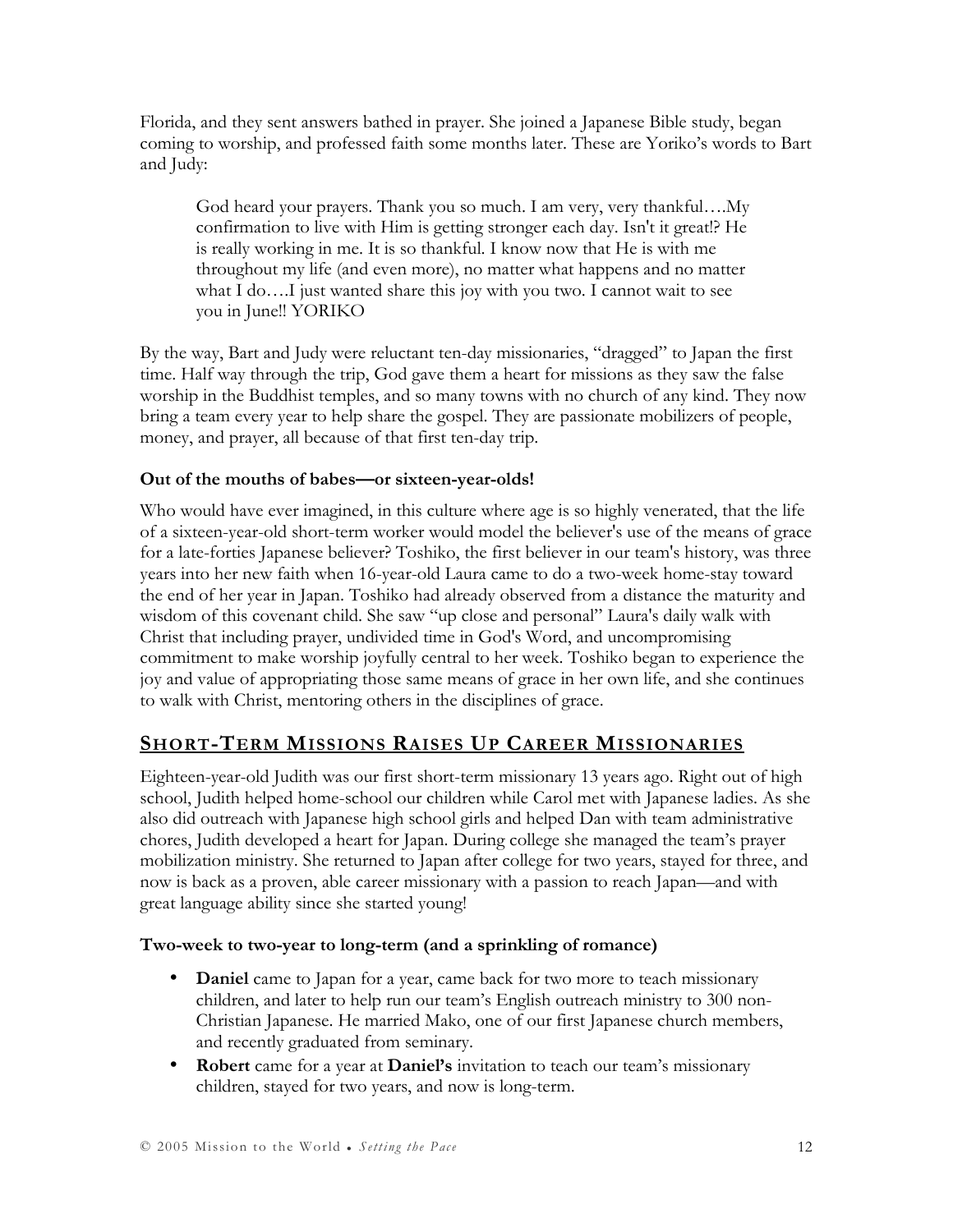Florida, and they sent answers bathed in prayer. She joined a Japanese Bible study, began coming to worship, and professed faith some months later. These are Yoriko's words to Bart and Judy:

> God heard your prayers. Thank you so much. I am very, very thankful….My confirmation to live with Him is getting stronger each day. Isn't it great!? He is really working in me. It is so thankful. I know now that He is with me throughout my life (and even more), no matter what happens and no matter what I do….I just wanted share this joy with you two. I cannot wait to see you in June!! YORIKO

By the way, Bart and Judy were reluctant ten-day missionaries, "dragged" to Japan the first time. Half way through the trip, God gave them a heart for missions as they saw the false worship in the Buddhist temples, and so many towns with no church of any kind. They now bring a team every year to help share the gospel. They are passionate mobilizers of people, money, and prayer, all because of that first ten-day trip.

### Out of the mouths of babes—or sixteen-year-olds!

Who would have ever imagined, in this culture where age is so highly venerated, that the life of a sixteen-year-old short-term worker would model the believer's use of the means of grace for a late-forties Japanese believer? Toshiko, the first believer in our team's history, was three years into her new faith when 16-year-old Laura came to do a two-week home-stay toward the end of her year in Japan. Toshiko had already observed from a distance the maturity and wisdom of this covenant child. She saw "up close and personal" Laura's daily walk with Christ that including prayer, undivided time in God's Word, and uncompromising commitment to make worship joyfully central to her week. Toshiko began to experience the joy and value of appropriating those same means of grace in her own life, and she continues to walk with Christ, mentoring others in the disciplines of grace.

## Short-Term Missions Raises Up Career Missionaries

Eighteen-year-old Judith was our first short-term missionary 13 years ago. Right out of high school, Judith helped home-school our children while Carol met with Japanese ladies. As she also did outreach with Japanese high school girls and helped Dan with team administrative chores, Judith developed a heart for Japan. During college she managed the team's prayer mobilization ministry. She returned to Japan after college for two years, stayed for three, and now is back as a proven, able career missionary with a passion to reach Japan—and with great language ability since she started young!

### Two-week to two-year to long-term (and a sprinkling of romance)

- **Daniel** came to Japan for a year, came back for two more to teach missionary children, and later to help run our team's English outreach ministry to 300 non-Christian Japanese. He married Mako, one of our first Japanese church members, and recently graduated from seminary.
- **Robert** came for a year at **Daniel's** invitation to teach our team's missionary children, stayed for two years, and now is long-term.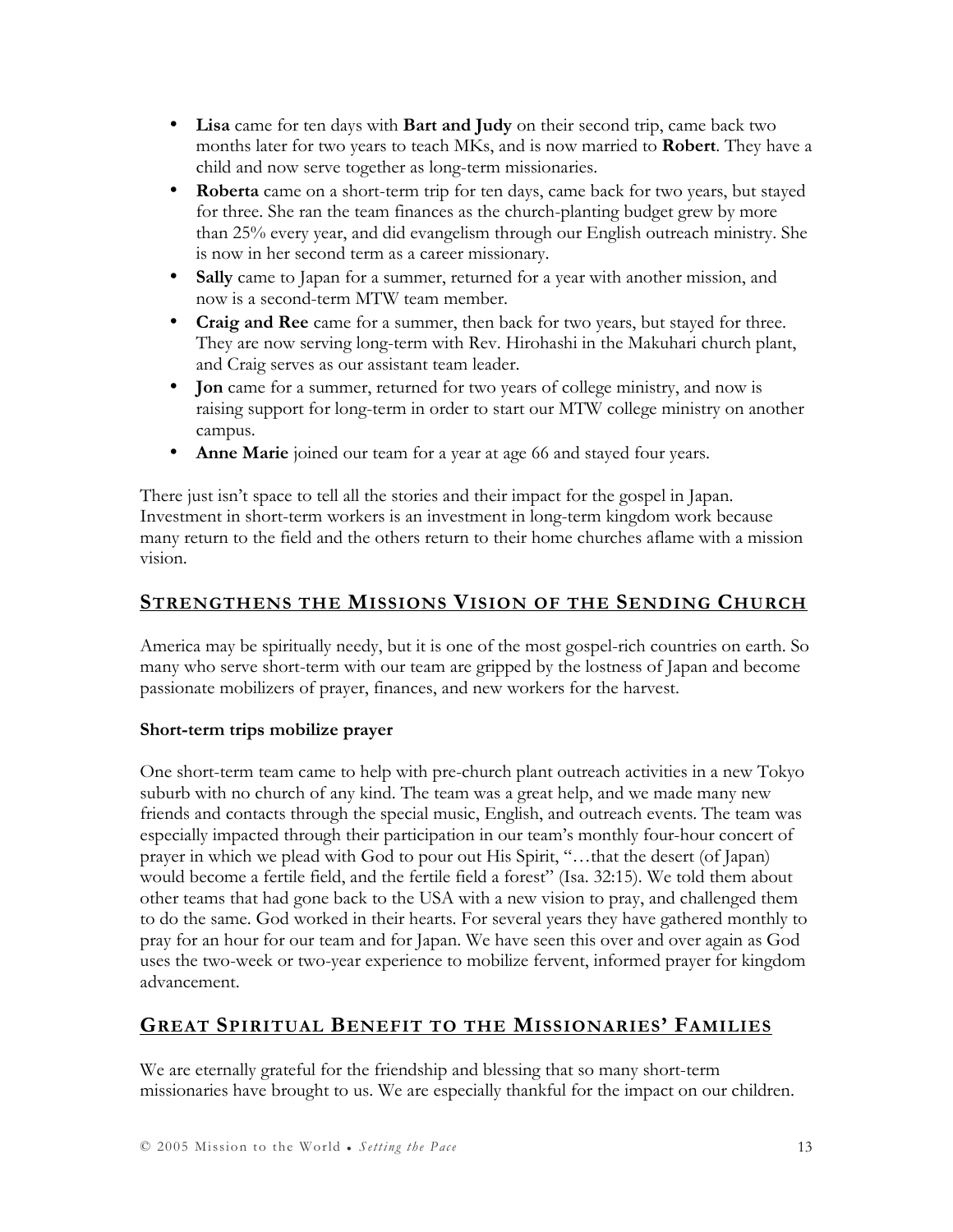- **Lisa** came for ten days with **Bart and Judy** on their second trip, came back two months later for two years to teach MKs, and is now married to **Robert**. They have a child and now serve together as long-term missionaries.
- **Roberta** came on a short-term trip for ten days, came back for two years, but stayed for three. She ran the team finances as the church-planting budget grew by more than 25% every year, and did evangelism through our English outreach ministry. She is now in her second term as a career missionary.
- **Sally** came to Japan for a summer, returned for a year with another mission, and now is a second-term MTW team member.
- **Craig and Ree** came for a summer, then back for two years, but stayed for three. They are now serving long-term with Rev. Hirohashi in the Makuhari church plant, and Craig serves as our assistant team leader.
- **Jon** came for a summer, returned for two years of college ministry, and now is raising support for long-term in order to start our MTW college ministry on another campus.
- **Anne Marie** joined our team for a year at age 66 and stayed four years.

There just isn't space to tell all the stories and their impact for the gospel in Japan. Investment in short-term workers is an investment in long-term kingdom work because many return to the field and the others return to their home churches aflame with a mission vision.

## Strengthens the Missions Vision of the Sending Church

America may be spiritually needy, but it is one of the most gospel-rich countries on earth. So many who serve short-term with our team are gripped by the lostness of Japan and become passionate mobilizers of prayer, finances, and new workers for the harvest.

### Short-term trips mobilize prayer

One short-term team came to help with pre-church plant outreach activities in a new Tokyo suburb with no church of any kind. The team was a great help, and we made many new friends and contacts through the special music, English, and outreach events. The team was especially impacted through their participation in our team's monthly four-hour concert of prayer in which we plead with God to pour out His Spirit, "…that the desert (of Japan) would become a fertile field, and the fertile field a forest" (Isa. 32:15). We told them about other teams that had gone back to the USA with a new vision to pray, and challenged them to do the same. God worked in their hearts. For several years they have gathered monthly to pray for an hour for our team and for Japan. We have seen this over and over again as God uses the two-week or two-year experience to mobilize fervent, informed prayer for kingdom advancement.

## Great Spiritual Benefit to the Missionaries' Families

We are eternally grateful for the friendship and blessing that so many short-term missionaries have brought to us. We are especially thankful for the impact on our children.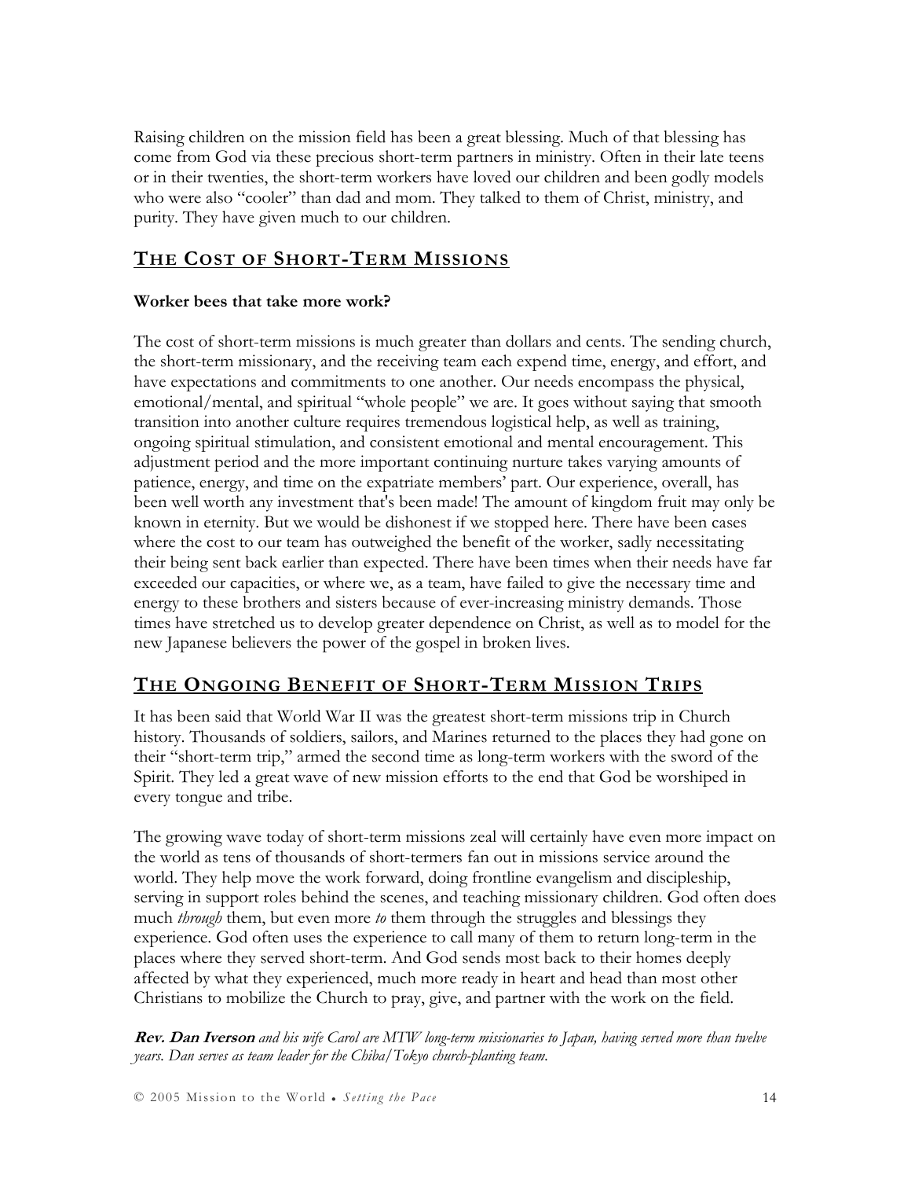Raising children on the mission field has been a great blessing. Much of that blessing has come from God via these precious short-term partners in ministry. Often in their late teens or in their twenties, the short-term workers have loved our children and been godly models who were also "cooler" than dad and mom. They talked to them of Christ, ministry, and purity. They have given much to our children.

## THE COST OF SHORT-TERM MISSIONS

**Worker bees that take more work?**

The cost of short-term missions is much greater than dollars and cents. The sending church, the short-term missionary, and the receiving team each expend time, energy, and effort, and have expectations and commitments to one another. Our needs encompass the physical, emotional/mental, and spiritual "whole people" we are. It goes without saying that smooth transition into another culture requires tremendous logistical help, as well as training, ongoing spiritual stimulation, and consistent emotional and mental encouragement. This adjustment period and the more important continuing nurture takes varying amounts of patience, energy, and time on the expatriate members' part. Our experience, overall, has been well worth any investment that's been made! The amount of kingdom fruit may only be known in eternity. But we would be dishonest if we stopped here. There have been cases where the cost to our team has outweighed the benefit of the worker, sadly necessitating their being sent back earlier than expected. There have been times when their needs have far exceeded our capacities, or where we, as a team, have failed to give the necessary time and energy to these brothers and sisters because of ever-increasing ministry demands. Those times have stretched us to develop greater dependence on Christ, as well as to model for the new Japanese believers the power of the gospel in broken lives.

## THE ONGOING BENEFIT OF SHORT-TERM MISSION TRIPS

It has been said that World War II was the greatest short-term missions trip in Church history. Thousands of soldiers, sailors, and Marines returned to the places they had gone on their "short-term trip," armed the second time as long-term workers with the sword of the Spirit. They led a great wave of new mission efforts to the end that God be worshiped in every tongue and tribe.

The growing wave today of short-term missions zeal will certainly have even more impact on the world as tens of thousands of short-termers fan out in missions service around the world. They help move the work forward, doing frontline evangelism and discipleship, serving in support roles behind the scenes, and teaching missionary children. God often does much *through* them, but even more *to* them through the struggles and blessings they experience. God often uses the experience to call many of them to return long-term in the places where they served short-term. And God sends most back to their homes deeply affected by what they experienced, much more ready in heart and head than most other Christians to mobilize the Church to pray, give, and partner with the work on the field.

***Rev. Dan Iverson*** *and his wife Carol are MTW long-term missionaries to Japan, having served more than twelve years. Dan serves as team leader for the Chiba/Tokyo church-planting team.*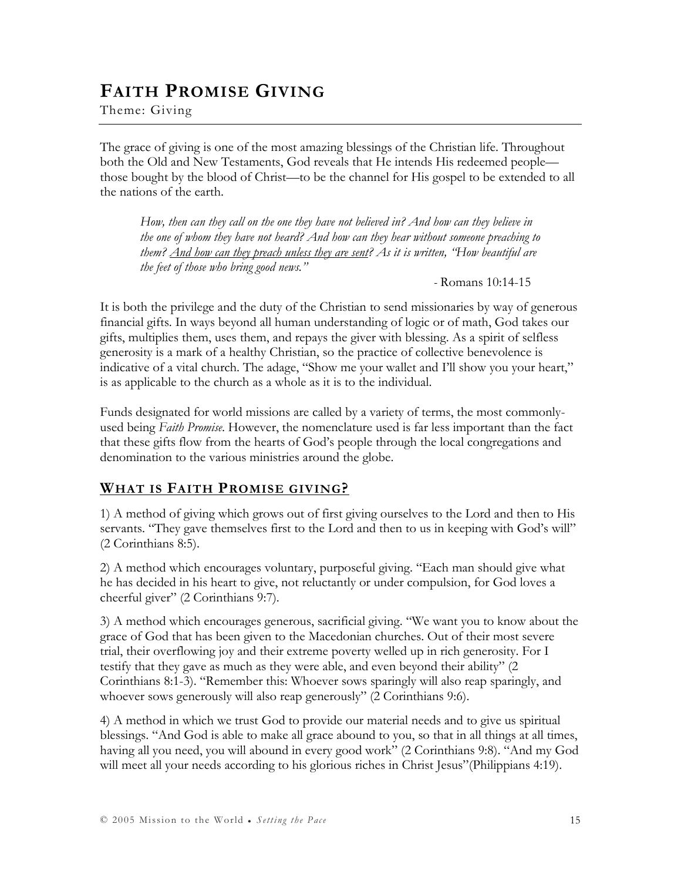# FAITH PROMISE GIVING

Theme: Giving

The grace of giving is one of the most amazing blessings of the Christian life. Throughout both the Old and New Testaments, God reveals that He intends His redeemed people—those bought by the blood of Christ—to be the channel for His gospel to be extended to all the nations of the earth.

> *How, then can they call on the one they have not believed in? And how can they believe in the one of whom they have not heard? And how can they hear without someone preaching to them? <u>And how can they preach unless they are sent</u>? As it is written, "How beautiful are the feet of those who bring good news."*
>
> \- Romans 10:14-15

It is both the privilege and the duty of the Christian to send missionaries by way of generous financial gifts. In ways beyond all human understanding of logic or of math, God takes our gifts, multiplies them, uses them, and repays the giver with blessing. As a spirit of selfless generosity is a mark of a healthy Christian, so the practice of collective benevolence is indicative of a vital church. The adage, "Show me your wallet and I'll show you your heart," is as applicable to the church as a whole as it is to the individual.

Funds designated for world missions are called by a variety of terms, the most commonly-used being *Faith Promise*. However, the nomenclature used is far less important than the fact that these gifts flow from the hearts of God's people through the local congregations and denomination to the various ministries around the globe.

## WHAT IS FAITH PROMISE GIVING?

1) A method of giving which grows out of first giving ourselves to the Lord and then to His servants. "They gave themselves first to the Lord and then to us in keeping with God's will" (2 Corinthians 8:5).

2) A method which encourages voluntary, purposeful giving. "Each man should give what he has decided in his heart to give, not reluctantly or under compulsion, for God loves a cheerful giver" (2 Corinthians 9:7).

3) A method which encourages generous, sacrificial giving. "We want you to know about the grace of God that has been given to the Macedonian churches. Out of their most severe trial, their overflowing joy and their extreme poverty welled up in rich generosity. For I testify that they gave as much as they were able, and even beyond their ability" (2 Corinthians 8:1-3). "Remember this: Whoever sows sparingly will also reap sparingly, and whoever sows generously will also reap generously" (2 Corinthians 9:6).

4) A method in which we trust God to provide our material needs and to give us spiritual blessings. "And God is able to make all grace abound to you, so that in all things at all times, having all you need, you will abound in every good work" (2 Corinthians 9:8). "And my God will meet all your needs according to his glorious riches in Christ Jesus"(Philippians 4:19).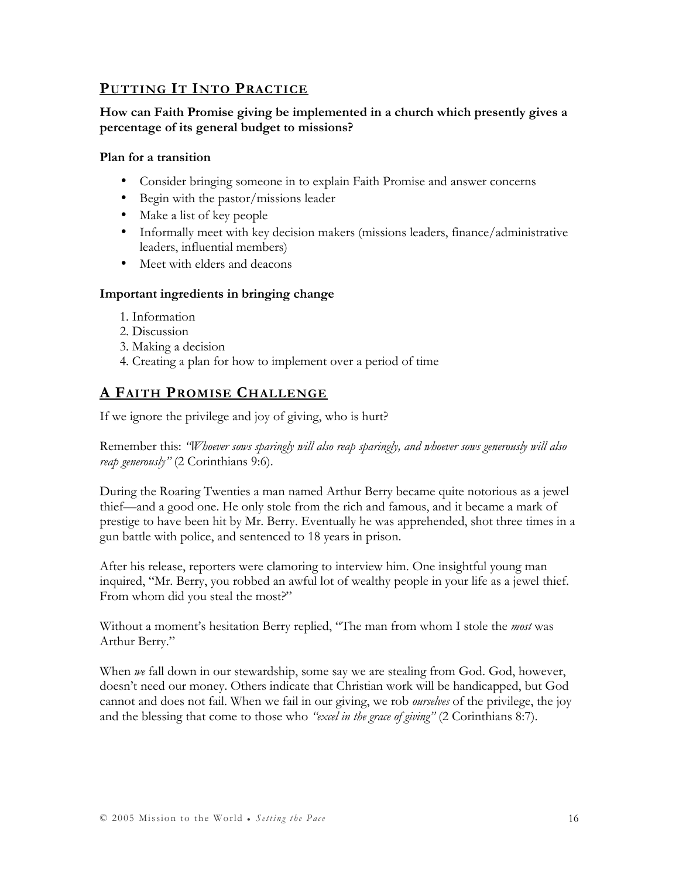## PUTTING IT INTO PRACTICE

**How can Faith Promise giving be implemented in a church which presently gives a percentage of its general budget to missions?**

**Plan for a transition**

- Consider bringing someone in to explain Faith Promise and answer concerns
- Begin with the pastor/missions leader
- Make a list of key people
- Informally meet with key decision makers (missions leaders, finance/administrative leaders, influential members)
- Meet with elders and deacons

**Important ingredients in bringing change**

1. Information
2. Discussion
3. Making a decision
4. Creating a plan for how to implement over a period of time

## A FAITH PROMISE CHALLENGE

If we ignore the privilege and joy of giving, who is hurt?

Remember this: *"Whoever sows sparingly will also reap sparingly, and whoever sows generously will also reap generously"* (2 Corinthians 9:6).

During the Roaring Twenties a man named Arthur Berry became quite notorious as a jewel thief—and a good one. He only stole from the rich and famous, and it became a mark of prestige to have been hit by Mr. Berry. Eventually he was apprehended, shot three times in a gun battle with police, and sentenced to 18 years in prison.

After his release, reporters were clamoring to interview him. One insightful young man inquired, "Mr. Berry, you robbed an awful lot of wealthy people in your life as a jewel thief. From whom did you steal the most?"

Without a moment's hesitation Berry replied, "The man from whom I stole the *most* was Arthur Berry."

When *we* fall down in our stewardship, some say we are stealing from God. God, however, doesn't need our money. Others indicate that Christian work will be handicapped, but God cannot and does not fail. When we fail in our giving, we rob *ourselves* of the privilege, the joy and the blessing that come to those who *"excel in the grace of giving"* (2 Corinthians 8:7).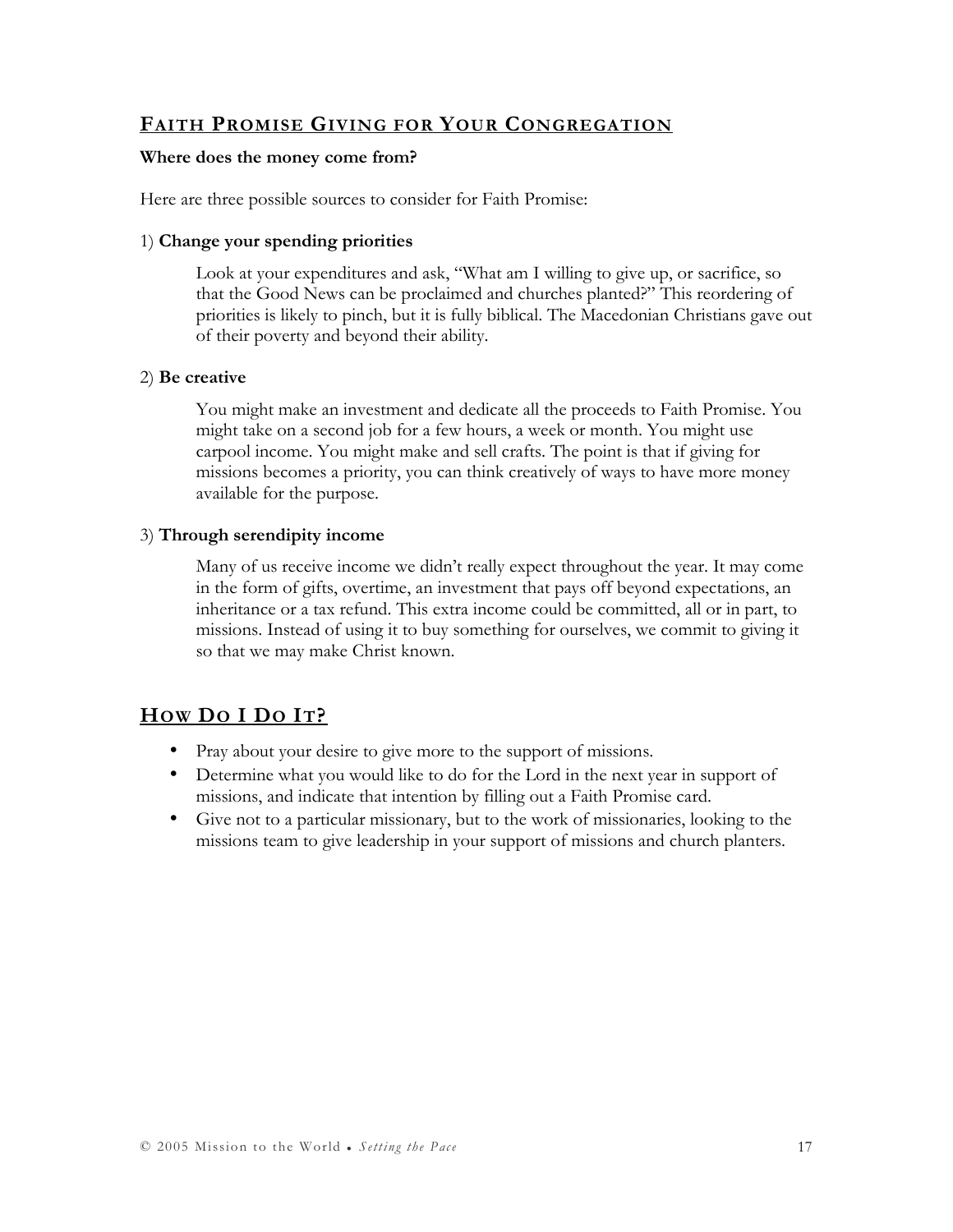## Faith Promise Giving for Your Congregation

**Where does the money come from?**

Here are three possible sources to consider for Faith Promise:

1) **Change your spending priorities**

Look at your expenditures and ask, "What am I willing to give up, or sacrifice, so that the Good News can be proclaimed and churches planted?" This reordering of priorities is likely to pinch, but it is fully biblical. The Macedonian Christians gave out of their poverty and beyond their ability.

2) **Be creative**

You might make an investment and dedicate all the proceeds to Faith Promise. You might take on a second job for a few hours, a week or month. You might use carpool income. You might make and sell crafts. The point is that if giving for missions becomes a priority, you can think creatively of ways to have more money available for the purpose.

3) **Through serendipity income**

Many of us receive income we didn't really expect throughout the year. It may come in the form of gifts, overtime, an investment that pays off beyond expectations, an inheritance or a tax refund. This extra income could be committed, all or in part, to missions. Instead of using it to buy something for ourselves, we commit to giving it so that we may make Christ known.

## How Do I Do It?

- Pray about your desire to give more to the support of missions.
- Determine what you would like to do for the Lord in the next year in support of missions, and indicate that intention by filling out a Faith Promise card.
- Give not to a particular missionary, but to the work of missionaries, looking to the missions team to give leadership in your support of missions and church planters.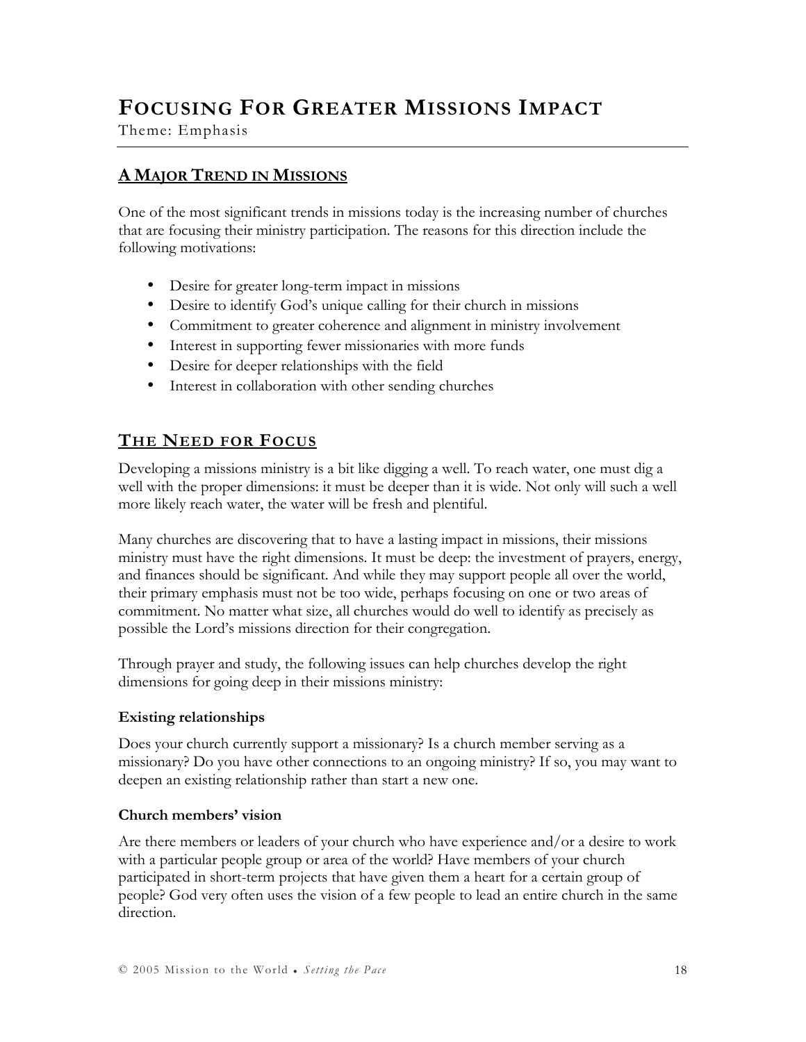# Focusing For Greater Missions Impact

Theme: Emphasis

## A Major Trend in Missions

One of the most significant trends in missions today is the increasing number of churches that are focusing their ministry participation. The reasons for this direction include the following motivations:

- Desire for greater long-term impact in missions
- Desire to identify God's unique calling for their church in missions
- Commitment to greater coherence and alignment in ministry involvement
- Interest in supporting fewer missionaries with more funds
- Desire for deeper relationships with the field
- Interest in collaboration with other sending churches

## The Need for Focus

Developing a missions ministry is a bit like digging a well. To reach water, one must dig a well with the proper dimensions: it must be deeper than it is wide. Not only will such a well more likely reach water, the water will be fresh and plentiful.

Many churches are discovering that to have a lasting impact in missions, their missions ministry must have the right dimensions. It must be deep: the investment of prayers, energy, and finances should be significant. And while they may support people all over the world, their primary emphasis must not be too wide, perhaps focusing on one or two areas of commitment. No matter what size, all churches would do well to identify as precisely as possible the Lord's missions direction for their congregation.

Through prayer and study, the following issues can help churches develop the right dimensions for going deep in their missions ministry:

### Existing relationships

Does your church currently support a missionary? Is a church member serving as a missionary? Do you have other connections to an ongoing ministry? If so, you may want to deepen an existing relationship rather than start a new one.

### Church members' vision

Are there members or leaders of your church who have experience and/or a desire to work with a particular people group or area of the world? Have members of your church participated in short-term projects that have given them a heart for a certain group of people? God very often uses the vision of a few people to lead an entire church in the same direction.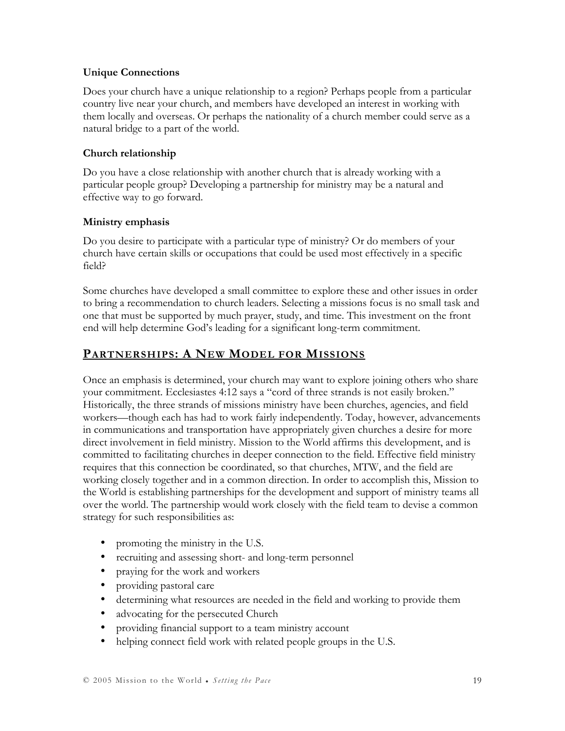**Unique Connections**

Does your church have a unique relationship to a region? Perhaps people from a particular country live near your church, and members have developed an interest in working with them locally and overseas. Or perhaps the nationality of a church member could serve as a natural bridge to a part of the world.

**Church relationship**

Do you have a close relationship with another church that is already working with a particular people group? Developing a partnership for ministry may be a natural and effective way to go forward.

**Ministry emphasis**

Do you desire to participate with a particular type of ministry? Or do members of your church have certain skills or occupations that could be used most effectively in a specific field?

Some churches have developed a small committee to explore these and other issues in order to bring a recommendation to church leaders. Selecting a missions focus is no small task and one that must be supported by much prayer, study, and time. This investment on the front end will help determine God's leading for a significant long-term commitment.

## PARTNERSHIPS: A NEW MODEL FOR MISSIONS

Once an emphasis is determined, your church may want to explore joining others who share your commitment. Ecclesiastes 4:12 says a "cord of three strands is not easily broken." Historically, the three strands of missions ministry have been churches, agencies, and field workers—though each has had to work fairly independently. Today, however, advancements in communications and transportation have appropriately given churches a desire for more direct involvement in field ministry. Mission to the World affirms this development, and is committed to facilitating churches in deeper connection to the field. Effective field ministry requires that this connection be coordinated, so that churches, MTW, and the field are working closely together and in a common direction. In order to accomplish this, Mission to the World is establishing partnerships for the development and support of ministry teams all over the world. The partnership would work closely with the field team to devise a common strategy for such responsibilities as:

- promoting the ministry in the U.S.
- recruiting and assessing short- and long-term personnel
- praying for the work and workers
- providing pastoral care
- determining what resources are needed in the field and working to provide them
- advocating for the persecuted Church
- providing financial support to a team ministry account
- helping connect field work with related people groups in the U.S.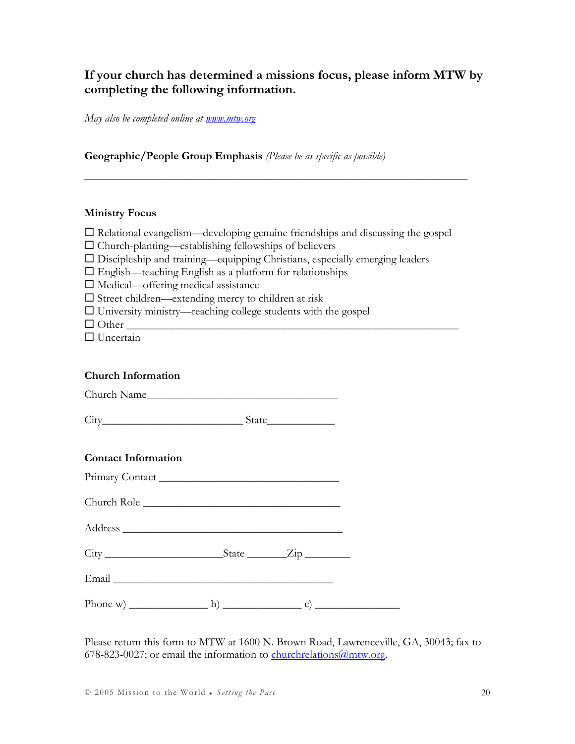## If your church has determined a missions focus, please inform MTW by completing the following information.

*May also be completed online at [www.mtw.org](www.mtw.org)*

**Geographic/People Group Emphasis** *(Please be as specific as possible)*

_______________________________________________________________

**Ministry Focus**

- ☐ Relational evangelism—developing genuine friendships and discussing the gospel
- ☐ Church-planting—establishing fellowships of believers
- ☐ Discipleship and training—equipping Christians, especially emerging leaders
- ☐ English—teaching English as a platform for relationships
- ☐ Medical—offering medical assistance
- ☐ Street children—extending mercy to children at risk
- ☐ University ministry—reaching college students with the gospel
- ☐ Other _______________________________________________________
- ☐ Uncertain

**Church Information**

Church Name___________________________________

City_________________________ State____________

**Contact Information**

Primary Contact ________________________________

Church Role ___________________________________

Address ______________________________________

City ____________________State _______Zip ________

Email ________________________________________

Phone w) ______________ h) ______________ c) _______________

Please return this form to MTW at 1600 N. Brown Road, Lawrenceville, GA, 30043; fax to 678-823-0027; or email the information to [churchrelations@mtw.org](mailto:churchrelations@mtw.org).

© 2005 Mission to the World • *Setting the Pace*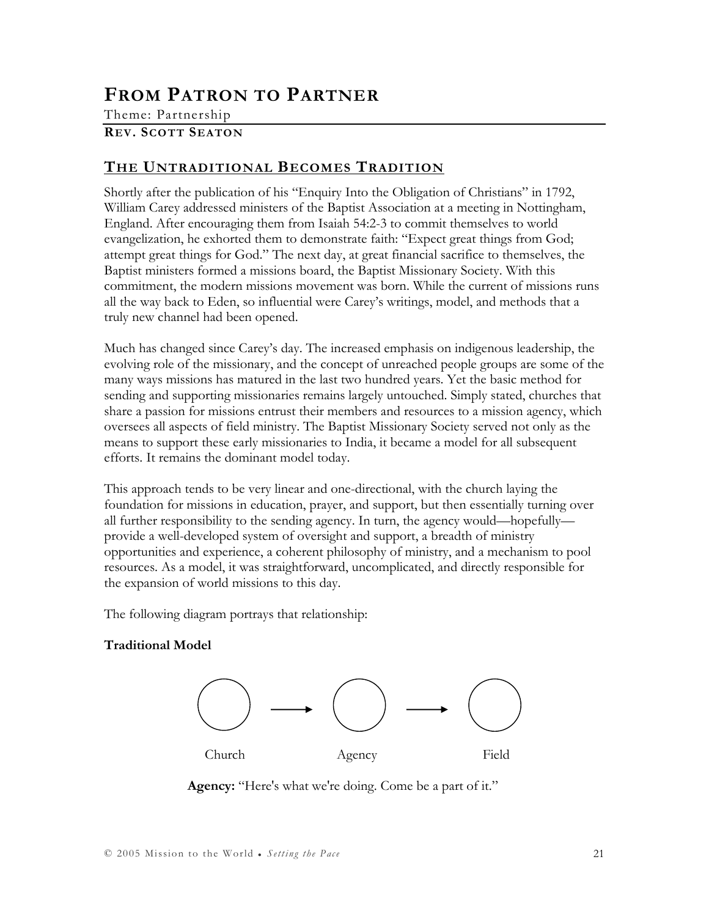# From Patron to Partner

Theme: Partnership

**Rev. Scott Seaton**

## The Untraditional Becomes Tradition

Shortly after the publication of his "Enquiry Into the Obligation of Christians" in 1792, William Carey addressed ministers of the Baptist Association at a meeting in Nottingham, England. After encouraging them from Isaiah 54:2-3 to commit themselves to world evangelization, he exhorted them to demonstrate faith: "Expect great things from God; attempt great things for God." The next day, at great financial sacrifice to themselves, the Baptist ministers formed a missions board, the Baptist Missionary Society. With this commitment, the modern missions movement was born. While the current of missions runs all the way back to Eden, so influential were Carey's writings, model, and methods that a truly new channel had been opened.

Much has changed since Carey's day. The increased emphasis on indigenous leadership, the evolving role of the missionary, and the concept of unreached people groups are some of the many ways missions has matured in the last two hundred years. Yet the basic method for sending and supporting missionaries remains largely untouched. Simply stated, churches that share a passion for missions entrust their members and resources to a mission agency, which oversees all aspects of field ministry. The Baptist Missionary Society served not only as the means to support these early missionaries to India, it became a model for all subsequent efforts. It remains the dominant model today.

This approach tends to be very linear and one-directional, with the church laying the foundation for missions in education, prayer, and support, but then essentially turning over all further responsibility to the sending agency. In turn, the agency would—hopefully—provide a well-developed system of oversight and support, a breadth of ministry opportunities and experience, a coherent philosophy of ministry, and a mechanism to pool resources. As a model, it was straightforward, uncomplicated, and directly responsible for the expansion of world missions to this day.

The following diagram portrays that relationship:

**Traditional Model**

Church → Agency → Field

**Agency:** "Here's what we're doing. Come be a part of it."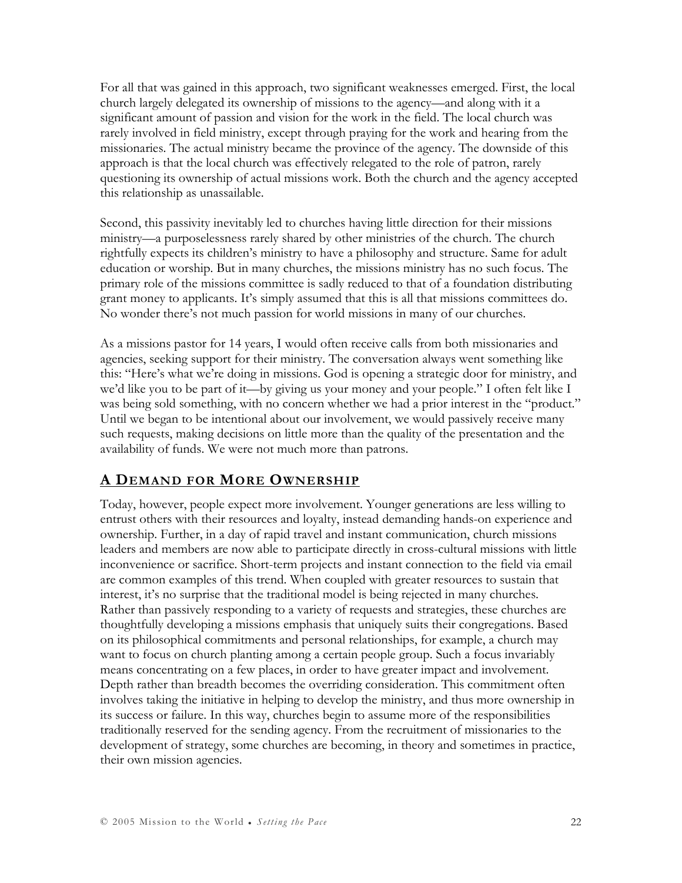For all that was gained in this approach, two significant weaknesses emerged. First, the local church largely delegated its ownership of missions to the agency—and along with it a significant amount of passion and vision for the work in the field. The local church was rarely involved in field ministry, except through praying for the work and hearing from the missionaries. The actual ministry became the province of the agency. The downside of this approach is that the local church was effectively relegated to the role of patron, rarely questioning its ownership of actual missions work. Both the church and the agency accepted this relationship as unassailable.

Second, this passivity inevitably led to churches having little direction for their missions ministry—a purposelessness rarely shared by other ministries of the church. The church rightfully expects its children's ministry to have a philosophy and structure. Same for adult education or worship. But in many churches, the missions ministry has no such focus. The primary role of the missions committee is sadly reduced to that of a foundation distributing grant money to applicants. It's simply assumed that this is all that missions committees do. No wonder there's not much passion for world missions in many of our churches.

As a missions pastor for 14 years, I would often receive calls from both missionaries and agencies, seeking support for their ministry. The conversation always went something like this: "Here's what we're doing in missions. God is opening a strategic door for ministry, and we'd like you to be part of it—by giving us your money and your people." I often felt like I was being sold something, with no concern whether we had a prior interest in the "product." Until we began to be intentional about our involvement, we would passively receive many such requests, making decisions on little more than the quality of the presentation and the availability of funds. We were not much more than patrons.

## A Demand for More Ownership

Today, however, people expect more involvement. Younger generations are less willing to entrust others with their resources and loyalty, instead demanding hands-on experience and ownership. Further, in a day of rapid travel and instant communication, church missions leaders and members are now able to participate directly in cross-cultural missions with little inconvenience or sacrifice. Short-term projects and instant connection to the field via email are common examples of this trend. When coupled with greater resources to sustain that interest, it's no surprise that the traditional model is being rejected in many churches. Rather than passively responding to a variety of requests and strategies, these churches are thoughtfully developing a missions emphasis that uniquely suits their congregations. Based on its philosophical commitments and personal relationships, for example, a church may want to focus on church planting among a certain people group. Such a focus invariably means concentrating on a few places, in order to have greater impact and involvement. Depth rather than breadth becomes the overriding consideration. This commitment often involves taking the initiative in helping to develop the ministry, and thus more ownership in its success or failure. In this way, churches begin to assume more of the responsibilities traditionally reserved for the sending agency. From the recruitment of missionaries to the development of strategy, some churches are becoming, in theory and sometimes in practice, their own mission agencies.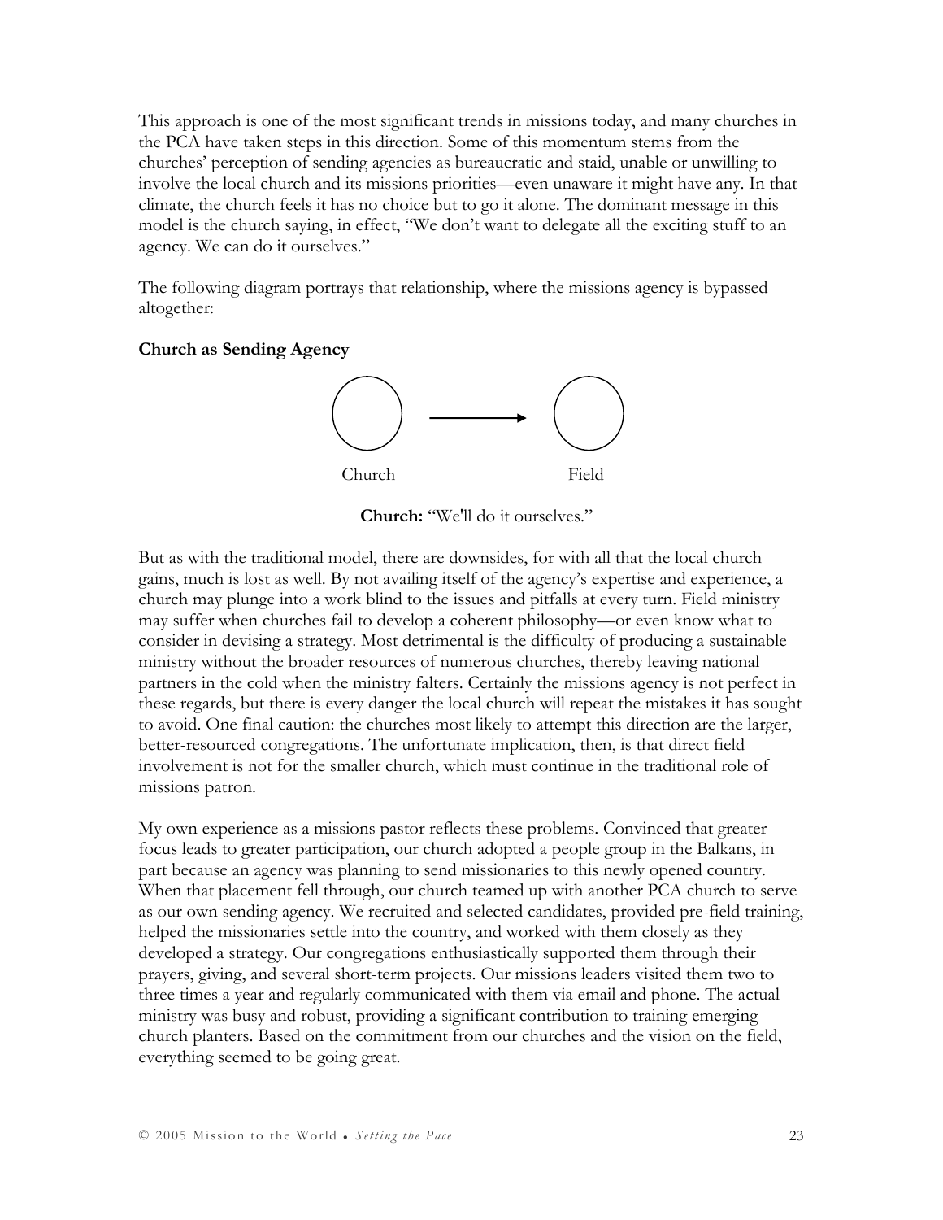This approach is one of the most significant trends in missions today, and many churches in the PCA have taken steps in this direction. Some of this momentum stems from the churches' perception of sending agencies as bureaucratic and staid, unable or unwilling to involve the local church and its missions priorities—even unaware it might have any. In that climate, the church feels it has no choice but to go it alone. The dominant message in this model is the church saying, in effect, "We don't want to delegate all the exciting stuff to an agency. We can do it ourselves."

The following diagram portrays that relationship, where the missions agency is bypassed altogether:

**Church as Sending Agency**

Church → Field

**Church:** "We'll do it ourselves."

But as with the traditional model, there are downsides, for with all that the local church gains, much is lost as well. By not availing itself of the agency's expertise and experience, a church may plunge into a work blind to the issues and pitfalls at every turn. Field ministry may suffer when churches fail to develop a coherent philosophy—or even know what to consider in devising a strategy. Most detrimental is the difficulty of producing a sustainable ministry without the broader resources of numerous churches, thereby leaving national partners in the cold when the ministry falters. Certainly the missions agency is not perfect in these regards, but there is every danger the local church will repeat the mistakes it has sought to avoid. One final caution: the churches most likely to attempt this direction are the larger, better-resourced congregations. The unfortunate implication, then, is that direct field involvement is not for the smaller church, which must continue in the traditional role of missions patron.

My own experience as a missions pastor reflects these problems. Convinced that greater focus leads to greater participation, our church adopted a people group in the Balkans, in part because an agency was planning to send missionaries to this newly opened country. When that placement fell through, our church teamed up with another PCA church to serve as our own sending agency. We recruited and selected candidates, provided pre-field training, helped the missionaries settle into the country, and worked with them closely as they developed a strategy. Our congregations enthusiastically supported them through their prayers, giving, and several short-term projects. Our missions leaders visited them two to three times a year and regularly communicated with them via email and phone. The actual ministry was busy and robust, providing a significant contribution to training emerging church planters. Based on the commitment from our churches and the vision on the field, everything seemed to be going great.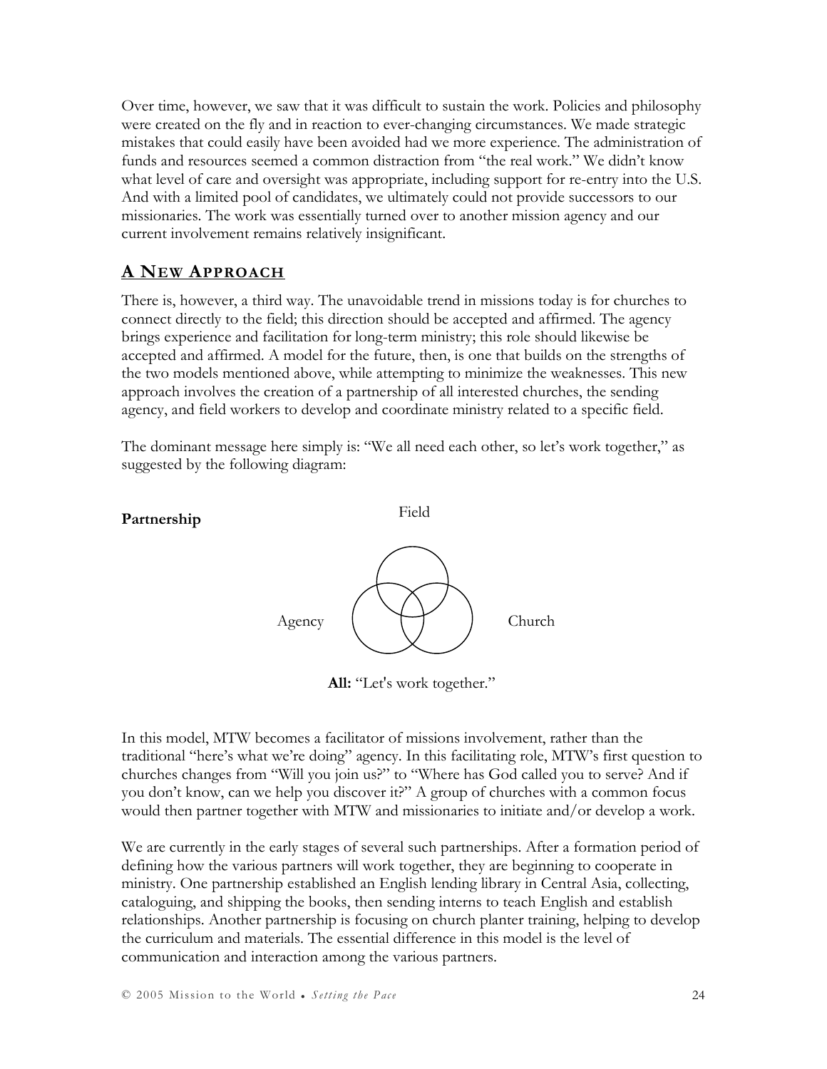Over time, however, we saw that it was difficult to sustain the work. Policies and philosophy were created on the fly and in reaction to ever-changing circumstances. We made strategic mistakes that could easily have been avoided had we more experience. The administration of funds and resources seemed a common distraction from "the real work." We didn't know what level of care and oversight was appropriate, including support for re-entry into the U.S. And with a limited pool of candidates, we ultimately could not provide successors to our missionaries. The work was essentially turned over to another mission agency and our current involvement remains relatively insignificant.

## A NEW APPROACH

There is, however, a third way. The unavoidable trend in missions today is for churches to connect directly to the field; this direction should be accepted and affirmed. The agency brings experience and facilitation for long-term ministry; this role should likewise be accepted and affirmed. A model for the future, then, is one that builds on the strengths of the two models mentioned above, while attempting to minimize the weaknesses. This new approach involves the creation of a partnership of all interested churches, the sending agency, and field workers to develop and coordinate ministry related to a specific field.

The dominant message here simply is: "We all need each other, so let's work together," as suggested by the following diagram:

**Partnership**

Field

Agency

Church

**All:** "Let's work together."

In this model, MTW becomes a facilitator of missions involvement, rather than the traditional "here's what we're doing" agency. In this facilitating role, MTW's first question to churches changes from "Will you join us?" to "Where has God called you to serve? And if you don't know, can we help you discover it?" A group of churches with a common focus would then partner together with MTW and missionaries to initiate and/or develop a work.

We are currently in the early stages of several such partnerships. After a formation period of defining how the various partners will work together, they are beginning to cooperate in ministry. One partnership established an English lending library in Central Asia, collecting, cataloguing, and shipping the books, then sending interns to teach English and establish relationships. Another partnership is focusing on church planter training, helping to develop the curriculum and materials. The essential difference in this model is the level of communication and interaction among the various partners.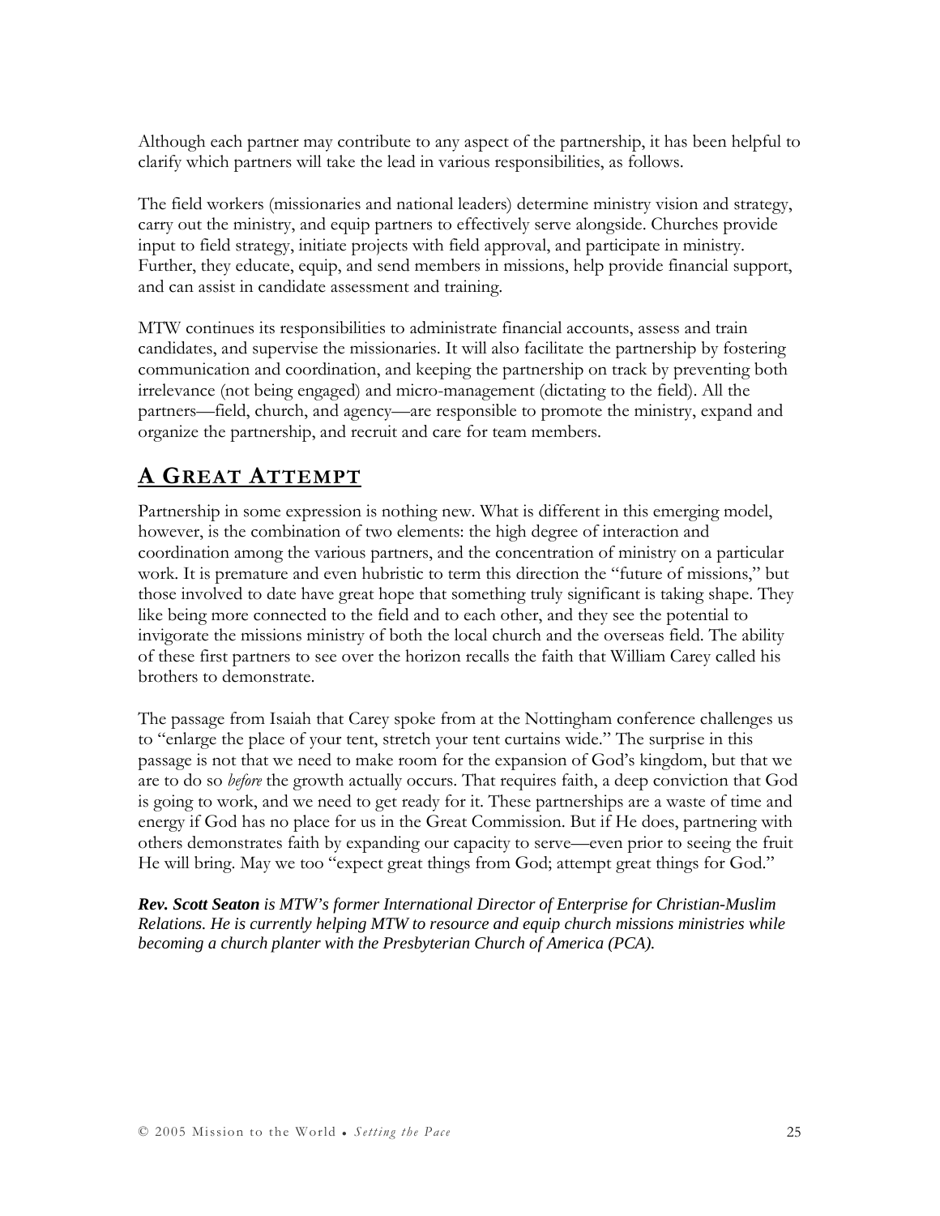Although each partner may contribute to any aspect of the partnership, it has been helpful to clarify which partners will take the lead in various responsibilities, as follows.

The field workers (missionaries and national leaders) determine ministry vision and strategy, carry out the ministry, and equip partners to effectively serve alongside. Churches provide input to field strategy, initiate projects with field approval, and participate in ministry. Further, they educate, equip, and send members in missions, help provide financial support, and can assist in candidate assessment and training.

MTW continues its responsibilities to administrate financial accounts, assess and train candidates, and supervise the missionaries. It will also facilitate the partnership by fostering communication and coordination, and keeping the partnership on track by preventing both irrelevance (not being engaged) and micro-management (dictating to the field). All the partners—field, church, and agency—are responsible to promote the ministry, expand and organize the partnership, and recruit and care for team members.

## A Great Attempt

Partnership in some expression is nothing new. What is different in this emerging model, however, is the combination of two elements: the high degree of interaction and coordination among the various partners, and the concentration of ministry on a particular work. It is premature and even hubristic to term this direction the "future of missions," but those involved to date have great hope that something truly significant is taking shape. They like being more connected to the field and to each other, and they see the potential to invigorate the missions ministry of both the local church and the overseas field. The ability of these first partners to see over the horizon recalls the faith that William Carey called his brothers to demonstrate.

The passage from Isaiah that Carey spoke from at the Nottingham conference challenges us to "enlarge the place of your tent, stretch your tent curtains wide." The surprise in this passage is not that we need to make room for the expansion of God's kingdom, but that we are to do so *before* the growth actually occurs. That requires faith, a deep conviction that God is going to work, and we need to get ready for it. These partnerships are a waste of time and energy if God has no place for us in the Great Commission. But if He does, partnering with others demonstrates faith by expanding our capacity to serve—even prior to seeing the fruit He will bring. May we too "expect great things from God; attempt great things for God."

***Rev. Scott Seaton** is MTW's former International Director of Enterprise for Christian-Muslim Relations. He is currently helping MTW to resource and equip church missions ministries while becoming a church planter with the Presbyterian Church of America (PCA).*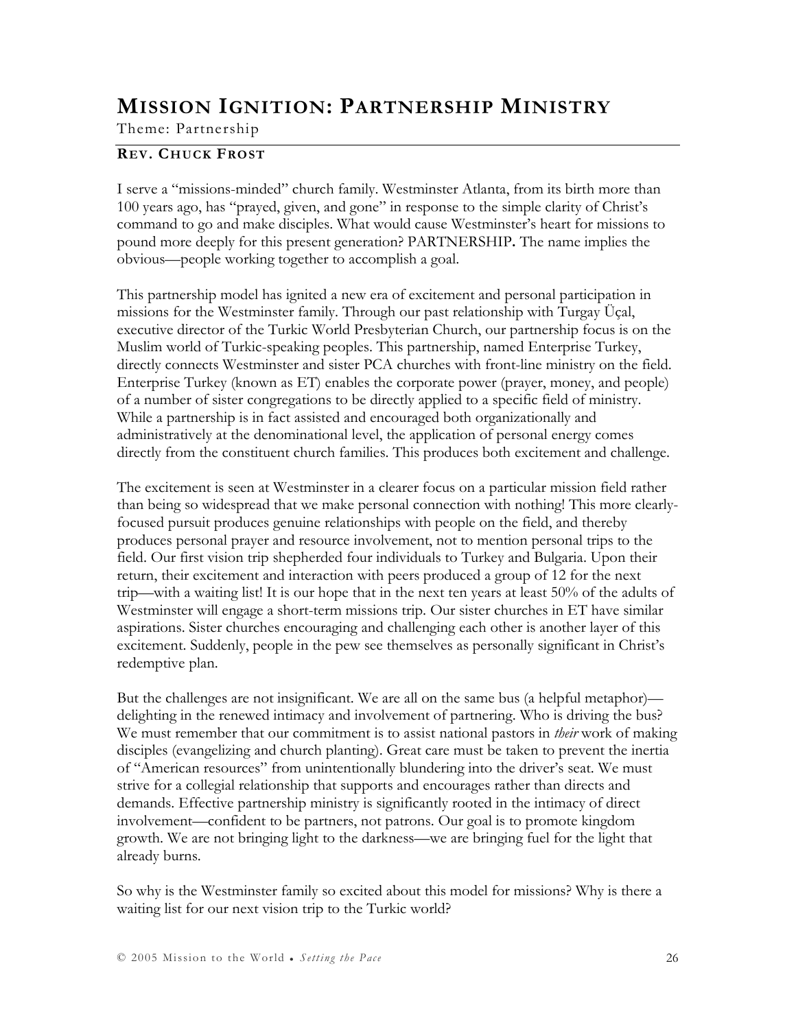# MISSION IGNITION: PARTNERSHIP MINISTRY

Theme: Partnership

**REV. CHUCK FROST**

I serve a "missions-minded" church family. Westminster Atlanta, from its birth more than 100 years ago, has "prayed, given, and gone" in response to the simple clarity of Christ's command to go and make disciples. What would cause Westminster's heart for missions to pound more deeply for this present generation? PARTNERSHIP**.** The name implies the obvious—people working together to accomplish a goal.

This partnership model has ignited a new era of excitement and personal participation in missions for the Westminster family. Through our past relationship with Turgay Üçal, executive director of the Turkic World Presbyterian Church, our partnership focus is on the Muslim world of Turkic-speaking peoples. This partnership, named Enterprise Turkey, directly connects Westminster and sister PCA churches with front-line ministry on the field. Enterprise Turkey (known as ET) enables the corporate power (prayer, money, and people) of a number of sister congregations to be directly applied to a specific field of ministry. While a partnership is in fact assisted and encouraged both organizationally and administratively at the denominational level, the application of personal energy comes directly from the constituent church families. This produces both excitement and challenge.

The excitement is seen at Westminster in a clearer focus on a particular mission field rather than being so widespread that we make personal connection with nothing! This more clearly-focused pursuit produces genuine relationships with people on the field, and thereby produces personal prayer and resource involvement, not to mention personal trips to the field. Our first vision trip shepherded four individuals to Turkey and Bulgaria. Upon their return, their excitement and interaction with peers produced a group of 12 for the next trip—with a waiting list! It is our hope that in the next ten years at least 50% of the adults of Westminster will engage a short-term missions trip. Our sister churches in ET have similar aspirations. Sister churches encouraging and challenging each other is another layer of this excitement. Suddenly, people in the pew see themselves as personally significant in Christ's redemptive plan.

But the challenges are not insignificant. We are all on the same bus (a helpful metaphor)—delighting in the renewed intimacy and involvement of partnering. Who is driving the bus? We must remember that our commitment is to assist national pastors in *their* work of making disciples (evangelizing and church planting). Great care must be taken to prevent the inertia of "American resources" from unintentionally blundering into the driver's seat. We must strive for a collegial relationship that supports and encourages rather than directs and demands. Effective partnership ministry is significantly rooted in the intimacy of direct involvement—confident to be partners, not patrons. Our goal is to promote kingdom growth. We are not bringing light to the darkness—we are bringing fuel for the light that already burns.

So why is the Westminster family so excited about this model for missions? Why is there a waiting list for our next vision trip to the Turkic world?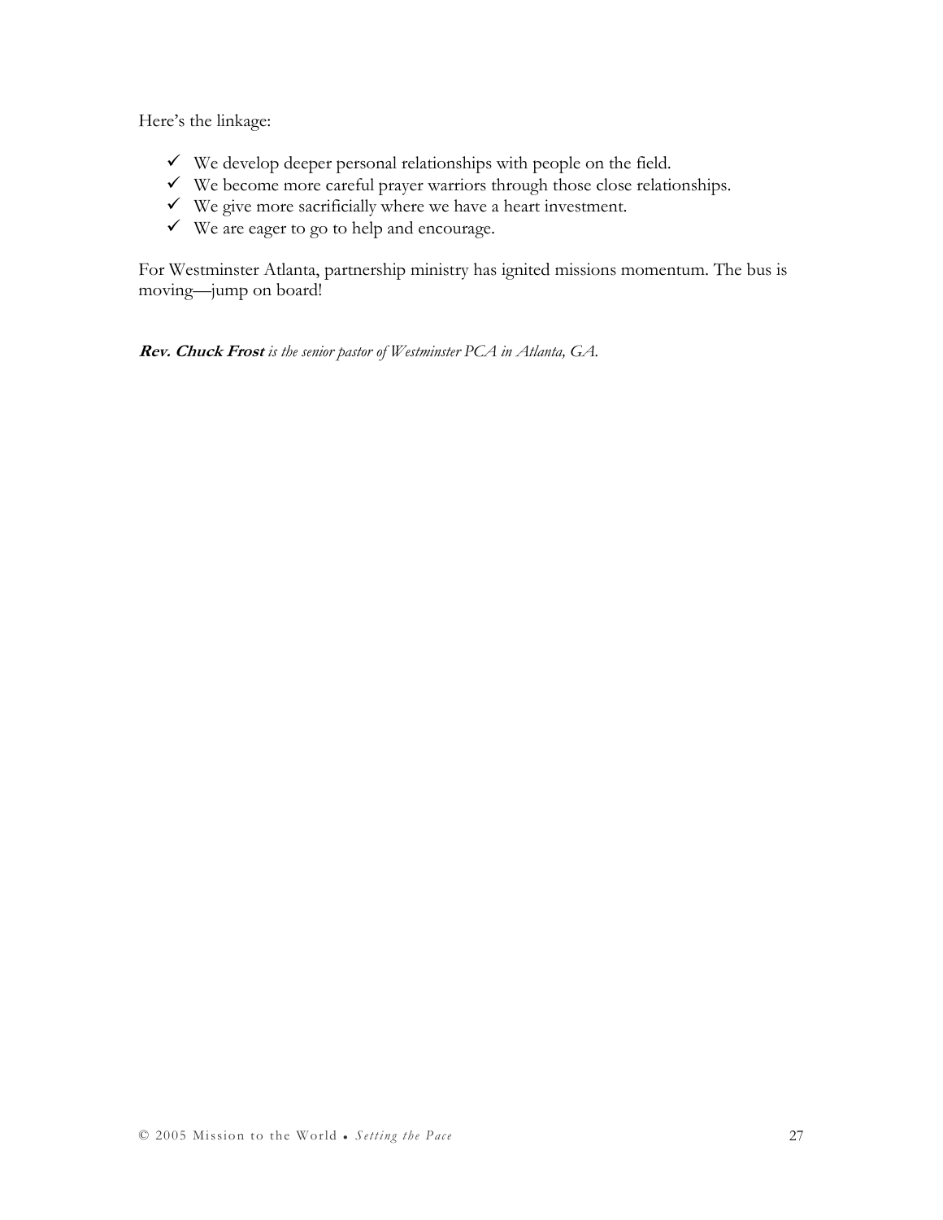Here's the linkage:

- ✓ We develop deeper personal relationships with people on the field.
- ✓ We become more careful prayer warriors through those close relationships.
- ✓ We give more sacrificially where we have a heart investment.
- ✓ We are eager to go to help and encourage.

For Westminster Atlanta, partnership ministry has ignited missions momentum. The bus is moving—jump on board!

***Rev. Chuck Frost*** *is the senior pastor of Westminster PCA in Atlanta, GA.*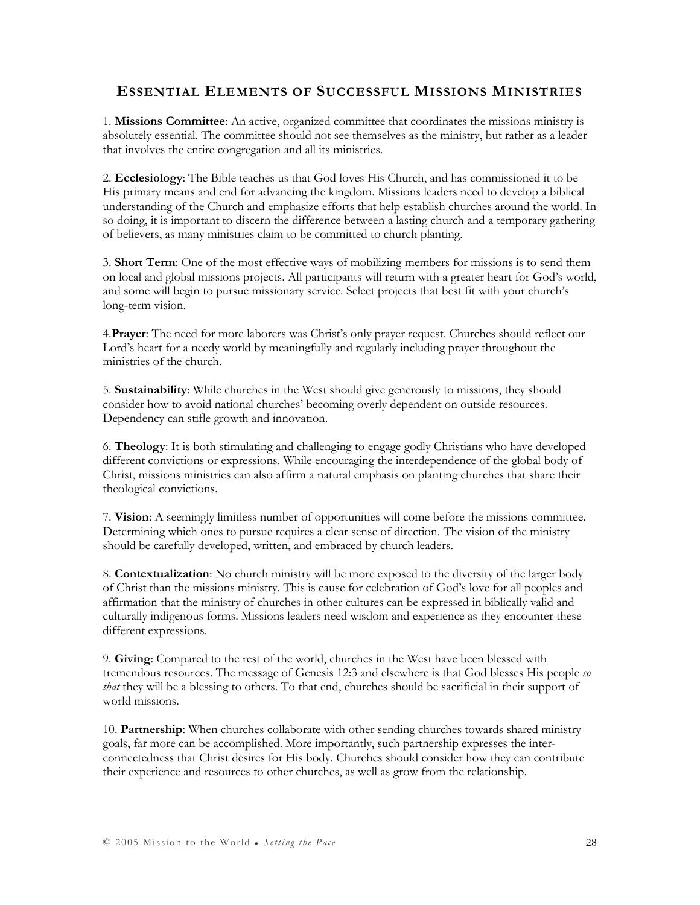## Essential Elements of Successful Missions Ministries

1. **Missions Committee**: An active, organized committee that coordinates the missions ministry is absolutely essential. The committee should not see themselves as the ministry, but rather as a leader that involves the entire congregation and all its ministries.

2. **Ecclesiology**: The Bible teaches us that God loves His Church, and has commissioned it to be His primary means and end for advancing the kingdom. Missions leaders need to develop a biblical understanding of the Church and emphasize efforts that help establish churches around the world. In so doing, it is important to discern the difference between a lasting church and a temporary gathering of believers, as many ministries claim to be committed to church planting.

3. **Short Term**: One of the most effective ways of mobilizing members for missions is to send them on local and global missions projects. All participants will return with a greater heart for God's world, and some will begin to pursue missionary service. Select projects that best fit with your church's long-term vision.

4.**Prayer**: The need for more laborers was Christ's only prayer request. Churches should reflect our Lord's heart for a needy world by meaningfully and regularly including prayer throughout the ministries of the church.

5. **Sustainability**: While churches in the West should give generously to missions, they should consider how to avoid national churches' becoming overly dependent on outside resources. Dependency can stifle growth and innovation.

6. **Theology**: It is both stimulating and challenging to engage godly Christians who have developed different convictions or expressions. While encouraging the interdependence of the global body of Christ, missions ministries can also affirm a natural emphasis on planting churches that share their theological convictions.

7. **Vision**: A seemingly limitless number of opportunities will come before the missions committee. Determining which ones to pursue requires a clear sense of direction. The vision of the ministry should be carefully developed, written, and embraced by church leaders.

8. **Contextualization**: No church ministry will be more exposed to the diversity of the larger body of Christ than the missions ministry. This is cause for celebration of God's love for all peoples and affirmation that the ministry of churches in other cultures can be expressed in biblically valid and culturally indigenous forms. Missions leaders need wisdom and experience as they encounter these different expressions.

9. **Giving**: Compared to the rest of the world, churches in the West have been blessed with tremendous resources. The message of Genesis 12:3 and elsewhere is that God blesses His people *so that* they will be a blessing to others. To that end, churches should be sacrificial in their support of world missions.

10. **Partnership**: When churches collaborate with other sending churches towards shared ministry goals, far more can be accomplished. More importantly, such partnership expresses the inter-connectedness that Christ desires for His body. Churches should consider how they can contribute their experience and resources to other churches, as well as grow from the relationship.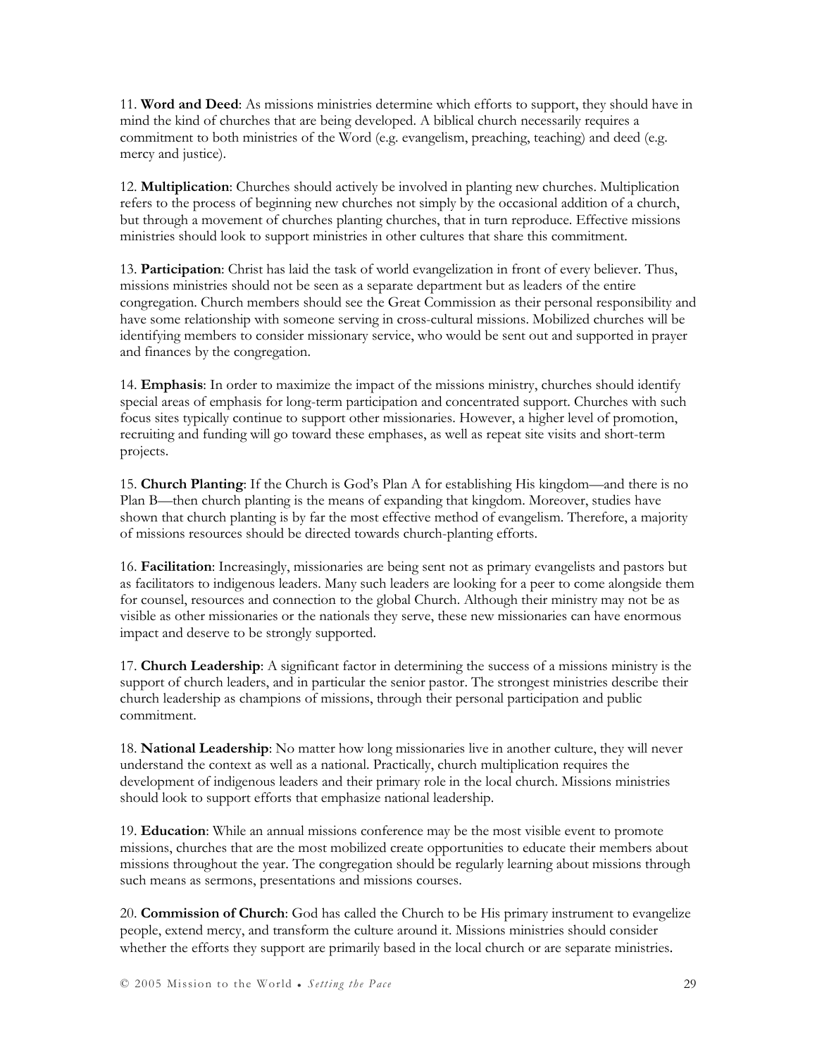11. **Word and Deed**: As missions ministries determine which efforts to support, they should have in mind the kind of churches that are being developed. A biblical church necessarily requires a commitment to both ministries of the Word (e.g. evangelism, preaching, teaching) and deed (e.g. mercy and justice).

12. **Multiplication**: Churches should actively be involved in planting new churches. Multiplication refers to the process of beginning new churches not simply by the occasional addition of a church, but through a movement of churches planting churches, that in turn reproduce. Effective missions ministries should look to support ministries in other cultures that share this commitment.

13. **Participation**: Christ has laid the task of world evangelization in front of every believer. Thus, missions ministries should not be seen as a separate department but as leaders of the entire congregation. Church members should see the Great Commission as their personal responsibility and have some relationship with someone serving in cross-cultural missions. Mobilized churches will be identifying members to consider missionary service, who would be sent out and supported in prayer and finances by the congregation.

14. **Emphasis**: In order to maximize the impact of the missions ministry, churches should identify special areas of emphasis for long-term participation and concentrated support. Churches with such focus sites typically continue to support other missionaries. However, a higher level of promotion, recruiting and funding will go toward these emphases, as well as repeat site visits and short-term projects.

15. **Church Planting**: If the Church is God's Plan A for establishing His kingdom—and there is no Plan B—then church planting is the means of expanding that kingdom. Moreover, studies have shown that church planting is by far the most effective method of evangelism. Therefore, a majority of missions resources should be directed towards church-planting efforts.

16. **Facilitation**: Increasingly, missionaries are being sent not as primary evangelists and pastors but as facilitators to indigenous leaders. Many such leaders are looking for a peer to come alongside them for counsel, resources and connection to the global Church. Although their ministry may not be as visible as other missionaries or the nationals they serve, these new missionaries can have enormous impact and deserve to be strongly supported.

17. **Church Leadership**: A significant factor in determining the success of a missions ministry is the support of church leaders, and in particular the senior pastor. The strongest ministries describe their church leadership as champions of missions, through their personal participation and public commitment.

18. **National Leadership**: No matter how long missionaries live in another culture, they will never understand the context as well as a national. Practically, church multiplication requires the development of indigenous leaders and their primary role in the local church. Missions ministries should look to support efforts that emphasize national leadership.

19. **Education**: While an annual missions conference may be the most visible event to promote missions, churches that are the most mobilized create opportunities to educate their members about missions throughout the year. The congregation should be regularly learning about missions through such means as sermons, presentations and missions courses.

20. **Commission of Church**: God has called the Church to be His primary instrument to evangelize people, extend mercy, and transform the culture around it. Missions ministries should consider whether the efforts they support are primarily based in the local church or are separate ministries.